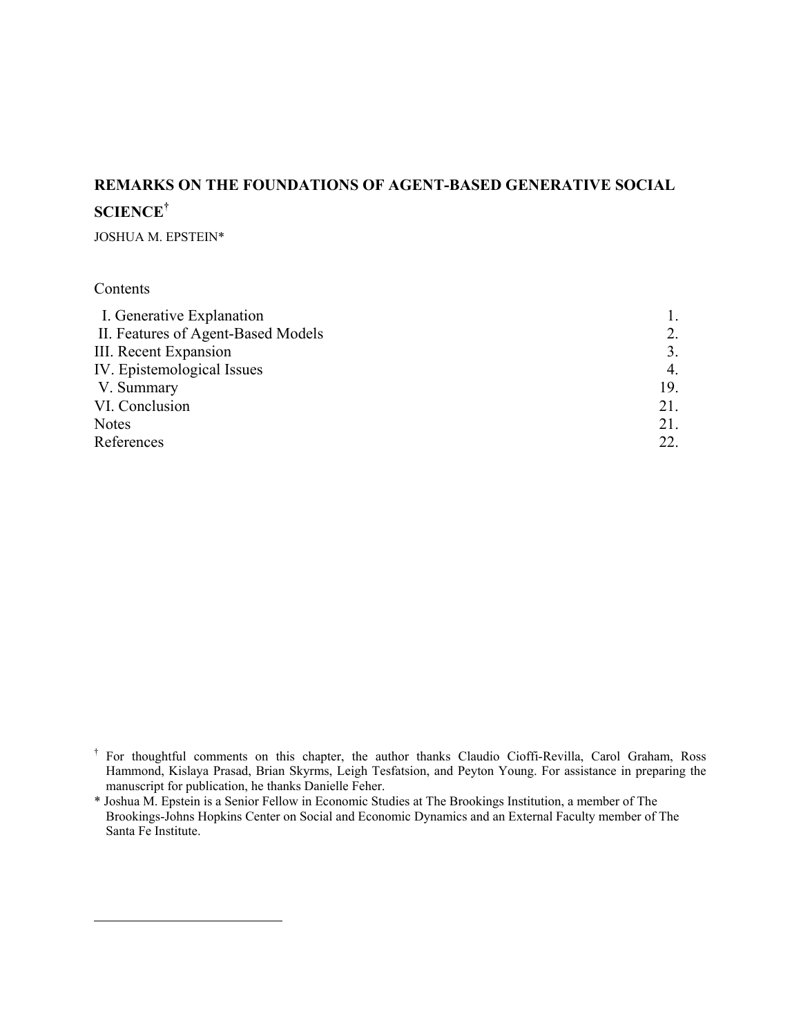# REMARKS ON THE FOUNDATIONS OF AGENT-BASED GENERATIVE SOCIAL SCIENCE[†]

JOSHUA M. EPSTEIN*

Contents

| | |
|---|---|
| I. Generative Explanation | 1. |
| II. Features of Agent-Based Models | 2. |
| III. Recent Expansion | 3. |
| IV. Epistemological Issues | 4. |
| V. Summary | 19. |
| VI. Conclusion | 21. |
| Notes | 21. |
| References | 22. |

[†] For thoughtful comments on this chapter, the author thanks Claudio Cioffi-Revilla, Carol Graham, Ross Hammond, Kislaya Prasad, Brian Skyrms, Leigh Tesfatsion, and Peyton Young. For assistance in preparing the manuscript for publication, he thanks Danielle Feher.

\* Joshua M. Epstein is a Senior Fellow in Economic Studies at The Brookings Institution, a member of The Brookings-Johns Hopkins Center on Social and Economic Dynamics and an External Faculty member of The Santa Fe Institute.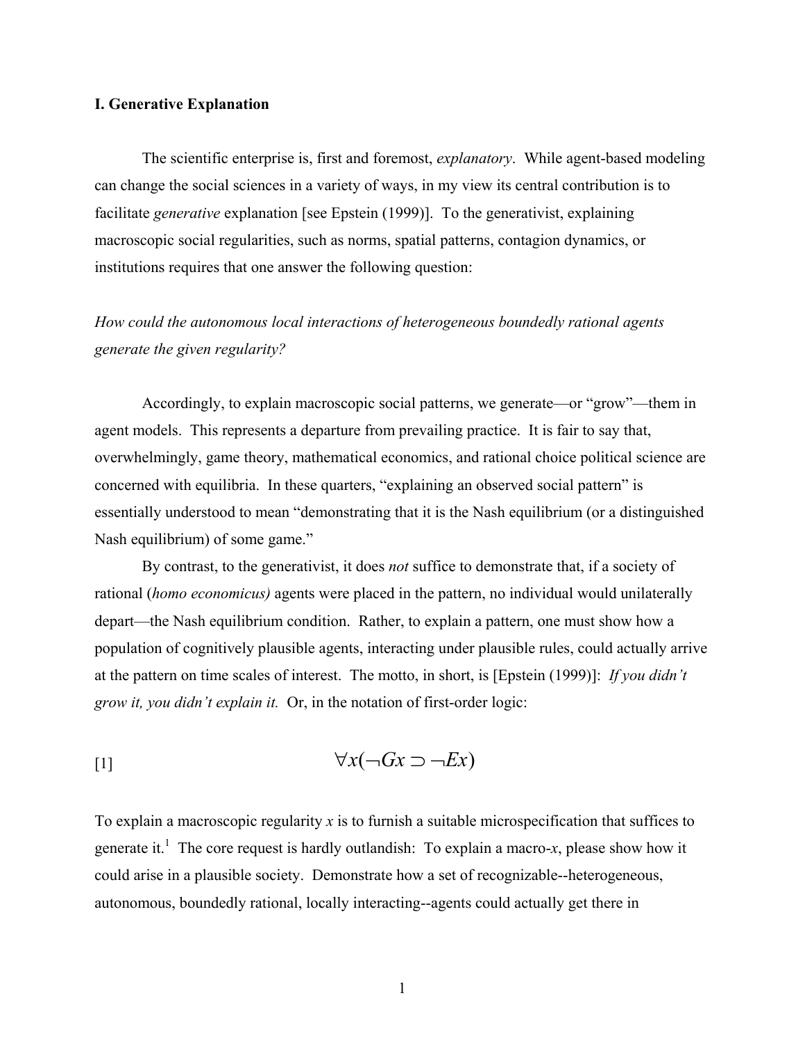## I. Generative Explanation

The scientific enterprise is, first and foremost, *explanatory*. While agent-based modeling can change the social sciences in a variety of ways, in my view its central contribution is to facilitate *generative* explanation [see Epstein (1999)]. To the generativist, explaining macroscopic social regularities, such as norms, spatial patterns, contagion dynamics, or institutions requires that one answer the following question:

*How could the autonomous local interactions of heterogeneous boundedly rational agents generate the given regularity?*

Accordingly, to explain macroscopic social patterns, we generate—or "grow"—them in agent models. This represents a departure from prevailing practice. It is fair to say that, overwhelmingly, game theory, mathematical economics, and rational choice political science are concerned with equilibria. In these quarters, "explaining an observed social pattern" is essentially understood to mean "demonstrating that it is the Nash equilibrium (or a distinguished Nash equilibrium) of some game."

By contrast, to the generativist, it does *not* suffice to demonstrate that, if a society of rational (*homo economicus)* agents were placed in the pattern, no individual would unilaterally depart—the Nash equilibrium condition. Rather, to explain a pattern, one must show how a population of cognitively plausible agents, interacting under plausible rules, could actually arrive at the pattern on time scales of interest. The motto, in short, is [Epstein (1999)]: *If you didn't grow it, you didn't explain it.* Or, in the notation of first-order logic:

[1] $$\forall x(\neg Gx \supset \neg Ex)$$

To explain a macroscopic regularity *x* is to furnish a suitable microspecification that suffices to generate it.[1] The core request is hardly outlandish: To explain a macro-*x*, please show how it could arise in a plausible society. Demonstrate how a set of recognizable--heterogeneous, autonomous, boundedly rational, locally interacting--agents could actually get there in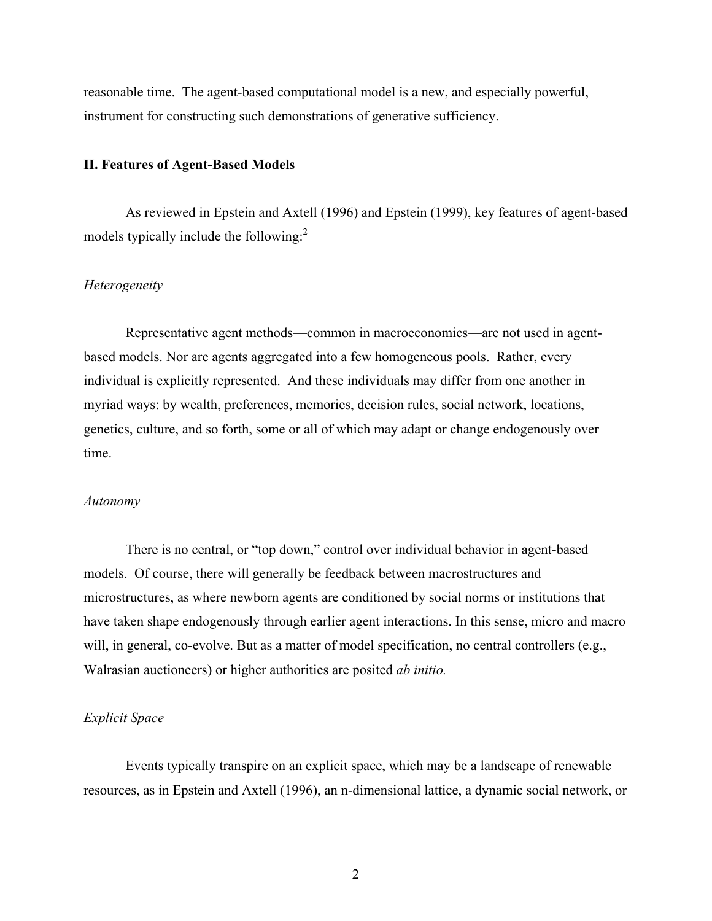reasonable time. The agent-based computational model is a new, and especially powerful, instrument for constructing such demonstrations of generative sufficiency.

## II. Features of Agent-Based Models

As reviewed in Epstein and Axtell (1996) and Epstein (1999), key features of agent-based models typically include the following:[2]

*Heterogeneity*

Representative agent methods—common in macroeconomics—are not used in agent-based models. Nor are agents aggregated into a few homogeneous pools. Rather, every individual is explicitly represented. And these individuals may differ from one another in myriad ways: by wealth, preferences, memories, decision rules, social network, locations, genetics, culture, and so forth, some or all of which may adapt or change endogenously over time.

*Autonomy*

There is no central, or "top down," control over individual behavior in agent-based models. Of course, there will generally be feedback between macrostructures and microstructures, as where newborn agents are conditioned by social norms or institutions that have taken shape endogenously through earlier agent interactions. In this sense, micro and macro will, in general, co-evolve. But as a matter of model specification, no central controllers (e.g., Walrasian auctioneers) or higher authorities are posited *ab initio.*

*Explicit Space*

Events typically transpire on an explicit space, which may be a landscape of renewable resources, as in Epstein and Axtell (1996), an n-dimensional lattice, a dynamic social network, or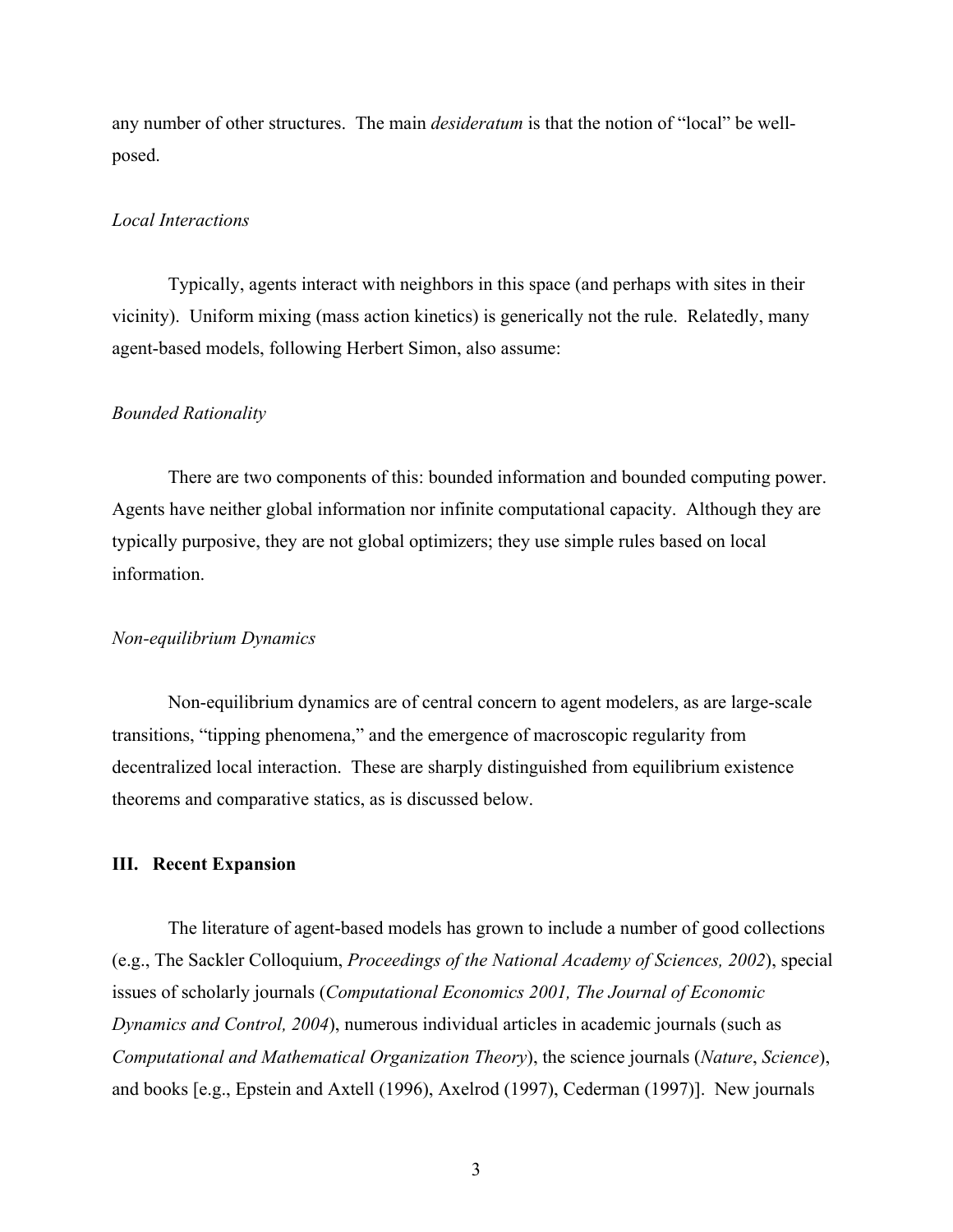any number of other structures. The main *desideratum* is that the notion of "local" be well-posed.

*Local Interactions*

Typically, agents interact with neighbors in this space (and perhaps with sites in their vicinity). Uniform mixing (mass action kinetics) is generically not the rule. Relatedly, many agent-based models, following Herbert Simon, also assume:

*Bounded Rationality*

There are two components of this: bounded information and bounded computing power. Agents have neither global information nor infinite computational capacity. Although they are typically purposive, they are not global optimizers; they use simple rules based on local information.

*Non-equilibrium Dynamics*

Non-equilibrium dynamics are of central concern to agent modelers, as are large-scale transitions, "tipping phenomena," and the emergence of macroscopic regularity from decentralized local interaction. These are sharply distinguished from equilibrium existence theorems and comparative statics, as is discussed below.

## III. Recent Expansion

The literature of agent-based models has grown to include a number of good collections (e.g., The Sackler Colloquium, *Proceedings of the National Academy of Sciences, 2002*), special issues of scholarly journals (*Computational Economics 2001, The Journal of Economic Dynamics and Control, 2004*), numerous individual articles in academic journals (such as *Computational and Mathematical Organization Theory*), the science journals (*Nature*, *Science*), and books [e.g., Epstein and Axtell (1996), Axelrod (1997), Cederman (1997)]. New journals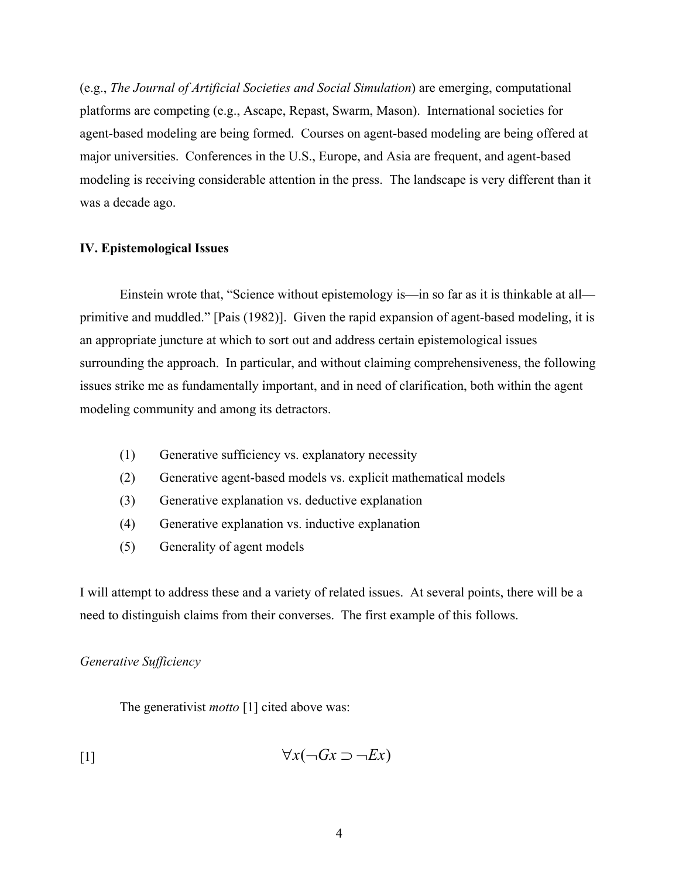(e.g., *The Journal of Artificial Societies and Social Simulation*) are emerging, computational platforms are competing (e.g., Ascape, Repast, Swarm, Mason). International societies for agent-based modeling are being formed. Courses on agent-based modeling are being offered at major universities. Conferences in the U.S., Europe, and Asia are frequent, and agent-based modeling is receiving considerable attention in the press. The landscape is very different than it was a decade ago.

## IV. Epistemological Issues

Einstein wrote that, "Science without epistemology is—in so far as it is thinkable at all—primitive and muddled." [Pais (1982)]. Given the rapid expansion of agent-based modeling, it is an appropriate juncture at which to sort out and address certain epistemological issues surrounding the approach. In particular, and without claiming comprehensiveness, the following issues strike me as fundamentally important, and in need of clarification, both within the agent modeling community and among its detractors.

(1) Generative sufficiency vs. explanatory necessity
(2) Generative agent-based models vs. explicit mathematical models
(3) Generative explanation vs. deductive explanation
(4) Generative explanation vs. inductive explanation
(5) Generality of agent models

I will attempt to address these and a variety of related issues. At several points, there will be a need to distinguish claims from their converses. The first example of this follows.

### *Generative Sufficiency*

The generativist *motto* [1] cited above was:

[1] $$\forall x(\neg Gx \supset \neg Ex)$$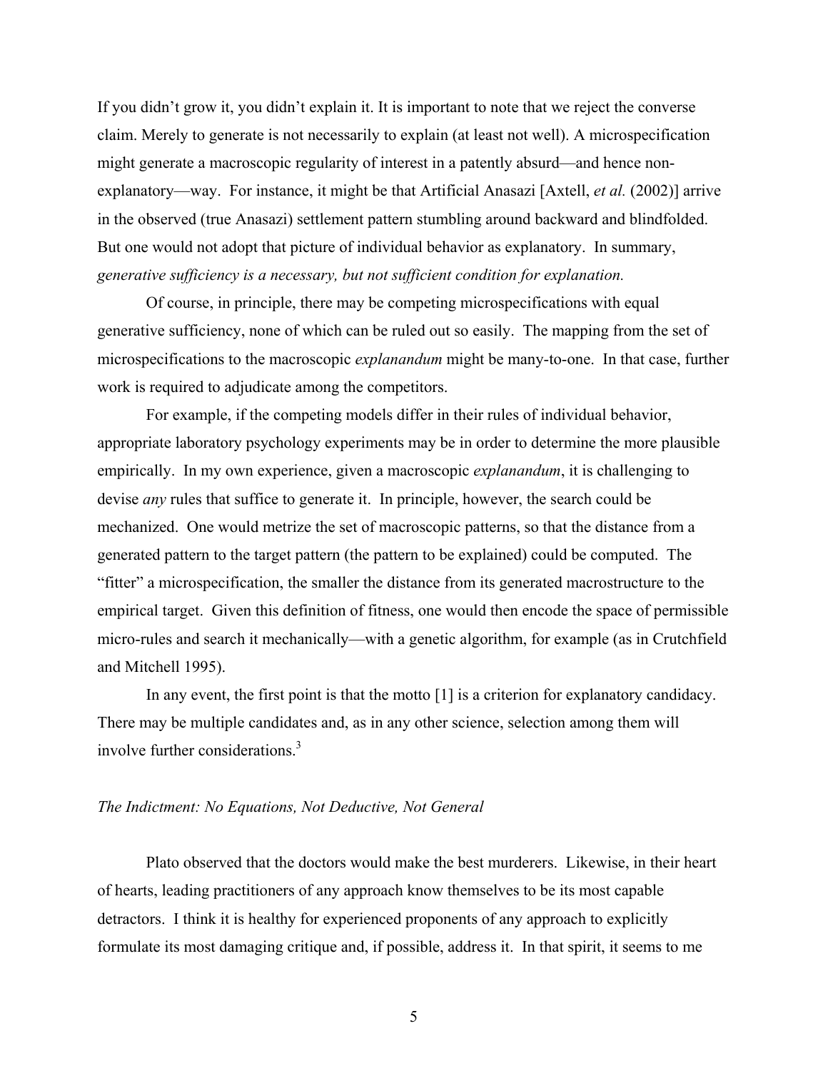If you didn't grow it, you didn't explain it. It is important to note that we reject the converse claim. Merely to generate is not necessarily to explain (at least not well). A microspecification might generate a macroscopic regularity of interest in a patently absurd—and hence non-explanatory—way. For instance, it might be that Artificial Anasazi [Axtell, *et al.* (2002)] arrive in the observed (true Anasazi) settlement pattern stumbling around backward and blindfolded. But one would not adopt that picture of individual behavior as explanatory. In summary, *generative sufficiency is a necessary, but not sufficient condition for explanation.*

Of course, in principle, there may be competing microspecifications with equal generative sufficiency, none of which can be ruled out so easily. The mapping from the set of microspecifications to the macroscopic *explanandum* might be many-to-one. In that case, further work is required to adjudicate among the competitors.

For example, if the competing models differ in their rules of individual behavior, appropriate laboratory psychology experiments may be in order to determine the more plausible empirically. In my own experience, given a macroscopic *explanandum*, it is challenging to devise *any* rules that suffice to generate it. In principle, however, the search could be mechanized. One would metrize the set of macroscopic patterns, so that the distance from a generated pattern to the target pattern (the pattern to be explained) could be computed. The "fitter" a microspecification, the smaller the distance from its generated macrostructure to the empirical target. Given this definition of fitness, one would then encode the space of permissible micro-rules and search it mechanically—with a genetic algorithm, for example (as in Crutchfield and Mitchell 1995).

In any event, the first point is that the motto [1] is a criterion for explanatory candidacy. There may be multiple candidates and, as in any other science, selection among them will involve further considerations.[3]

### *The Indictment: No Equations, Not Deductive, Not General*

Plato observed that the doctors would make the best murderers. Likewise, in their heart of hearts, leading practitioners of any approach know themselves to be its most capable detractors. I think it is healthy for experienced proponents of any approach to explicitly formulate its most damaging critique and, if possible, address it. In that spirit, it seems to me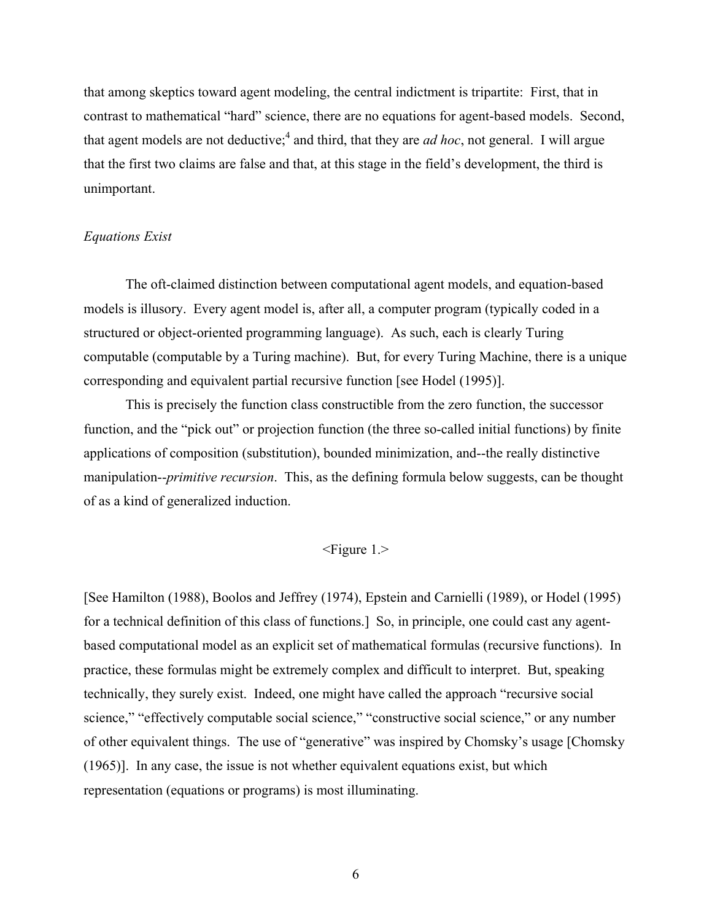that among skeptics toward agent modeling, the central indictment is tripartite: First, that in contrast to mathematical "hard" science, there are no equations for agent-based models. Second, that agent models are not deductive;[4] and third, that they are *ad hoc*, not general. I will argue that the first two claims are false and that, at this stage in the field's development, the third is unimportant.

*Equations Exist*

The oft-claimed distinction between computational agent models, and equation-based models is illusory. Every agent model is, after all, a computer program (typically coded in a structured or object-oriented programming language). As such, each is clearly Turing computable (computable by a Turing machine). But, for every Turing Machine, there is a unique corresponding and equivalent partial recursive function [see Hodel (1995)].

This is precisely the function class constructible from the zero function, the successor function, and the "pick out" or projection function (the three so-called initial functions) by finite applications of composition (substitution), bounded minimization, and--the really distinctive manipulation--*primitive recursion*. This, as the defining formula below suggests, can be thought of as a kind of generalized induction.

<Figure 1.>

[See Hamilton (1988), Boolos and Jeffrey (1974), Epstein and Carnielli (1989), or Hodel (1995) for a technical definition of this class of functions.] So, in principle, one could cast any agent-based computational model as an explicit set of mathematical formulas (recursive functions). In practice, these formulas might be extremely complex and difficult to interpret. But, speaking technically, they surely exist. Indeed, one might have called the approach "recursive social science," "effectively computable social science," "constructive social science," or any number of other equivalent things. The use of "generative" was inspired by Chomsky's usage [Chomsky (1965)]. In any case, the issue is not whether equivalent equations exist, but which representation (equations or programs) is most illuminating.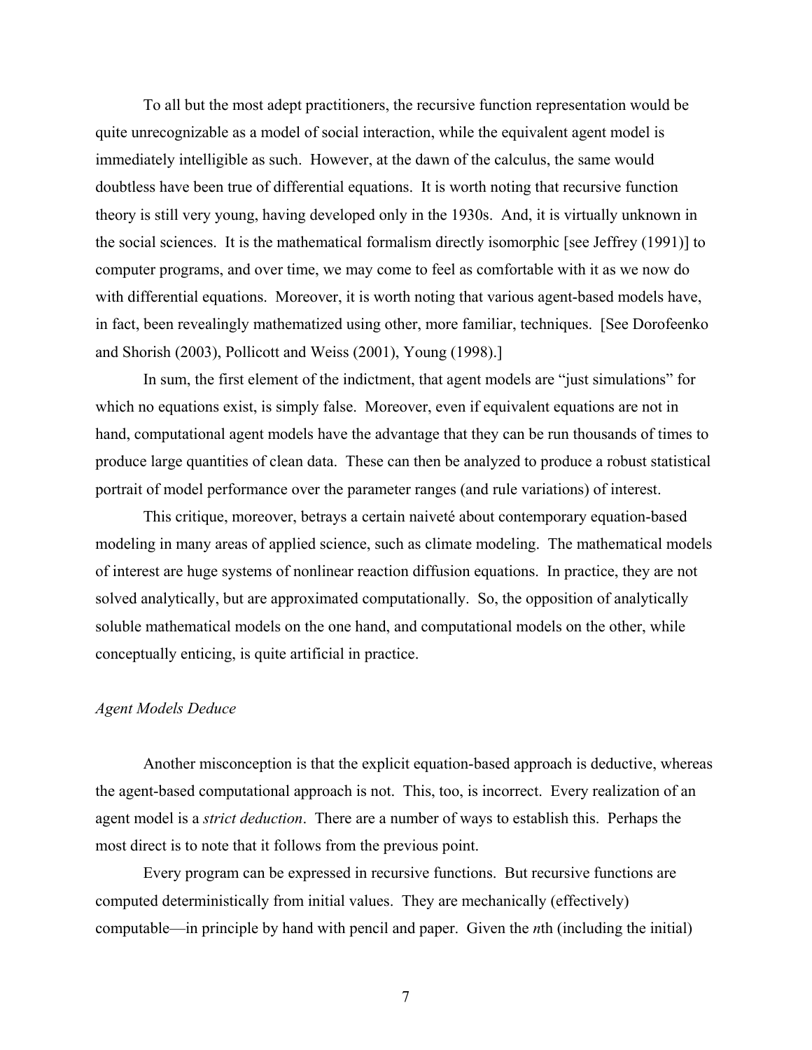To all but the most adept practitioners, the recursive function representation would be quite unrecognizable as a model of social interaction, while the equivalent agent model is immediately intelligible as such. However, at the dawn of the calculus, the same would doubtless have been true of differential equations. It is worth noting that recursive function theory is still very young, having developed only in the 1930s. And, it is virtually unknown in the social sciences. It is the mathematical formalism directly isomorphic [see Jeffrey (1991)] to computer programs, and over time, we may come to feel as comfortable with it as we now do with differential equations. Moreover, it is worth noting that various agent-based models have, in fact, been revealingly mathematized using other, more familiar, techniques. [See Dorofeenko and Shorish (2003), Pollicott and Weiss (2001), Young (1998).]

In sum, the first element of the indictment, that agent models are "just simulations" for which no equations exist, is simply false. Moreover, even if equivalent equations are not in hand, computational agent models have the advantage that they can be run thousands of times to produce large quantities of clean data. These can then be analyzed to produce a robust statistical portrait of model performance over the parameter ranges (and rule variations) of interest.

This critique, moreover, betrays a certain naiveté about contemporary equation-based modeling in many areas of applied science, such as climate modeling. The mathematical models of interest are huge systems of nonlinear reaction diffusion equations. In practice, they are not solved analytically, but are approximated computationally. So, the opposition of analytically soluble mathematical models on the one hand, and computational models on the other, while conceptually enticing, is quite artificial in practice.

*Agent Models Deduce*

Another misconception is that the explicit equation-based approach is deductive, whereas the agent-based computational approach is not. This, too, is incorrect. Every realization of an agent model is a *strict deduction*. There are a number of ways to establish this. Perhaps the most direct is to note that it follows from the previous point.

Every program can be expressed in recursive functions. But recursive functions are computed deterministically from initial values. They are mechanically (effectively) computable—in principle by hand with pencil and paper. Given the *n*th (including the initial)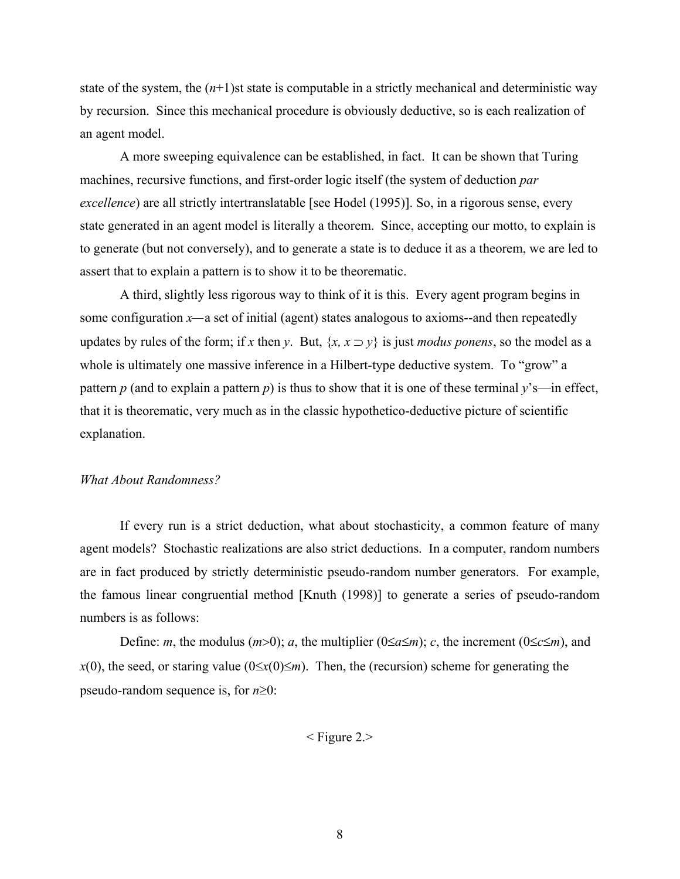state of the system, the $(n+1)$st state is computable in a strictly mechanical and deterministic way by recursion. Since this mechanical procedure is obviously deductive, so is each realization of an agent model.

A more sweeping equivalence can be established, in fact. It can be shown that Turing machines, recursive functions, and first-order logic itself (the system of deduction *par excellence*) are all strictly intertranslatable [see Hodel (1995)]. So, in a rigorous sense, every state generated in an agent model is literally a theorem. Since, accepting our motto, to explain is to generate (but not conversely), and to generate a state is to deduce it as a theorem, we are led to assert that to explain a pattern is to show it to be theorematic.

A third, slightly less rigorous way to think of it is this. Every agent program begins in some configuration $x$—a set of initial (agent) states analogous to axioms--and then repeatedly updates by rules of the form; if $x$ then $y$. But, $\{x, x \supset y\}$ is just *modus ponens*, so the model as a whole is ultimately one massive inference in a Hilbert-type deductive system. To "grow" a pattern $p$ (and to explain a pattern $p$) is thus to show that it is one of these terminal $y$'s—in effect, that it is theorematic, very much as in the classic hypothetico-deductive picture of scientific explanation.

*What About Randomness?*

If every run is a strict deduction, what about stochasticity, a common feature of many agent models? Stochastic realizations are also strict deductions. In a computer, random numbers are in fact produced by strictly deterministic pseudo-random number generators. For example, the famous linear congruential method [Knuth (1998)] to generate a series of pseudo-random numbers is as follows:

Define: $m$, the modulus ($m>0$); $a$, the multiplier ($0 \leq a \leq m$); $c$, the increment ($0 \leq c \leq m$), and $x(0)$, the seed, or staring value ($0 \leq x(0) \leq m$). Then, the (recursion) scheme for generating the pseudo-random sequence is, for $n \geq 0$:

< Figure 2.>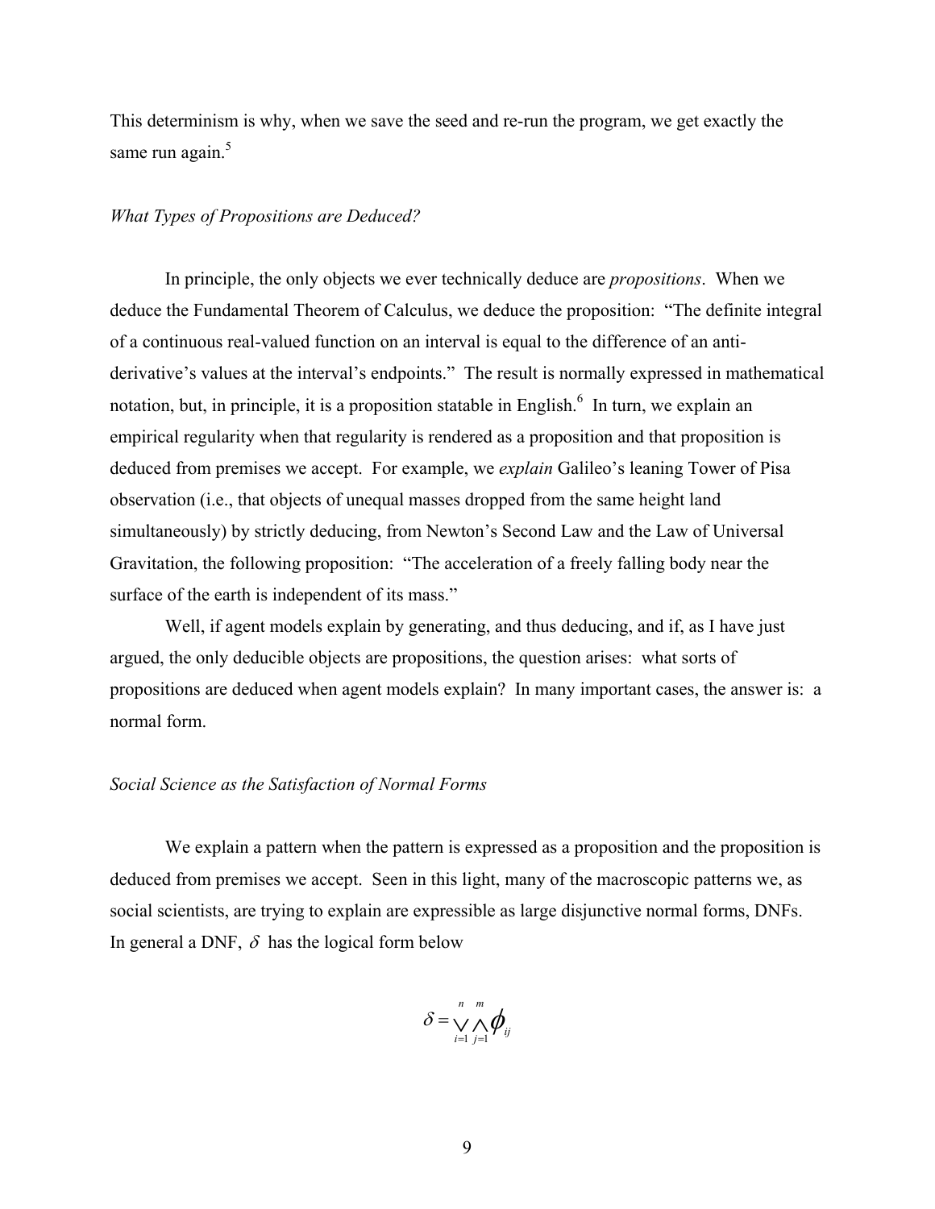This determinism is why, when we save the seed and re-run the program, we get exactly the same run again.[5]

*What Types of Propositions are Deduced?*

In principle, the only objects we ever technically deduce are *propositions*. When we deduce the Fundamental Theorem of Calculus, we deduce the proposition: "The definite integral of a continuous real-valued function on an interval is equal to the difference of an anti-derivative's values at the interval's endpoints." The result is normally expressed in mathematical notation, but, in principle, it is a proposition statable in English.[6] In turn, we explain an empirical regularity when that regularity is rendered as a proposition and that proposition is deduced from premises we accept. For example, we *explain* Galileo's leaning Tower of Pisa observation (i.e., that objects of unequal masses dropped from the same height land simultaneously) by strictly deducing, from Newton's Second Law and the Law of Universal Gravitation, the following proposition: "The acceleration of a freely falling body near the surface of the earth is independent of its mass."

Well, if agent models explain by generating, and thus deducing, and if, as I have just argued, the only deducible objects are propositions, the question arises: what sorts of propositions are deduced when agent models explain? In many important cases, the answer is: a normal form.

*Social Science as the Satisfaction of Normal Forms*

We explain a pattern when the pattern is expressed as a proposition and the proposition is deduced from premises we accept. Seen in this light, many of the macroscopic patterns we, as social scientists, are trying to explain are expressible as large disjunctive normal forms, DNFs. In general a DNF, $\delta$ has the logical form below

$$\delta = \bigvee_{i=1}^{n} \bigwedge_{j=1}^{m} \phi_{ij}$$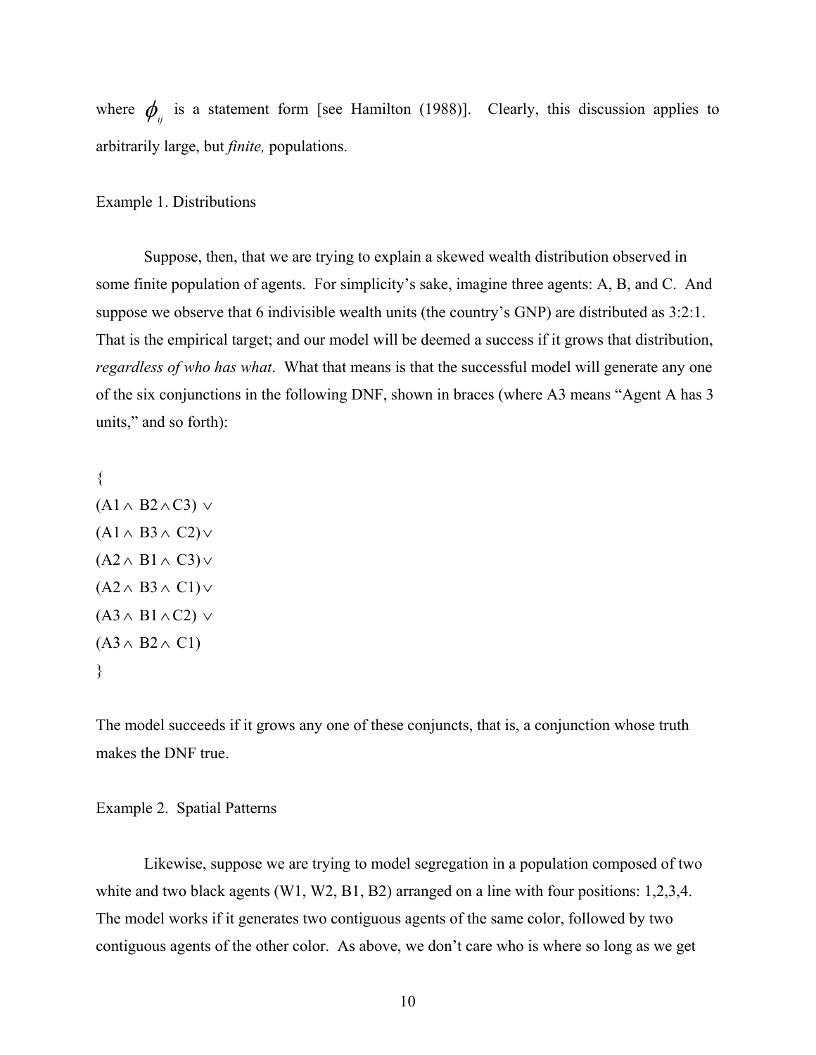where $\phi_{ij}$ is a statement form [see Hamilton (1988)]. Clearly, this discussion applies to arbitrarily large, but *finite,* populations.

Example 1. Distributions

Suppose, then, that we are trying to explain a skewed wealth distribution observed in some finite population of agents. For simplicity's sake, imagine three agents: A, B, and C. And suppose we observe that 6 indivisible wealth units (the country's GNP) are distributed as 3:2:1. That is the empirical target; and our model will be deemed a success if it grows that distribution, *regardless of who has what*. What that means is that the successful model will generate any one of the six conjunctions in the following DNF, shown in braces (where A3 means "Agent A has 3 units," and so forth):

$$
\begin{aligned}
&\{ \\
&(A1 \wedge B2 \wedge C3) \vee \\
&(A1 \wedge B3 \wedge C2) \vee \\
&(A2 \wedge B1 \wedge C3) \vee \\
&(A2 \wedge B3 \wedge C1) \vee \\
&(A3 \wedge B1 \wedge C2) \vee \\
&(A3 \wedge B2 \wedge C1) \\
&\}
\end{aligned}
$$

The model succeeds if it grows any one of these conjuncts, that is, a conjunction whose truth makes the DNF true.

Example 2. Spatial Patterns

Likewise, suppose we are trying to model segregation in a population composed of two white and two black agents (W1, W2, B1, B2) arranged on a line with four positions: 1,2,3,4. The model works if it generates two contiguous agents of the same color, followed by two contiguous agents of the other color. As above, we don't care who is where so long as we get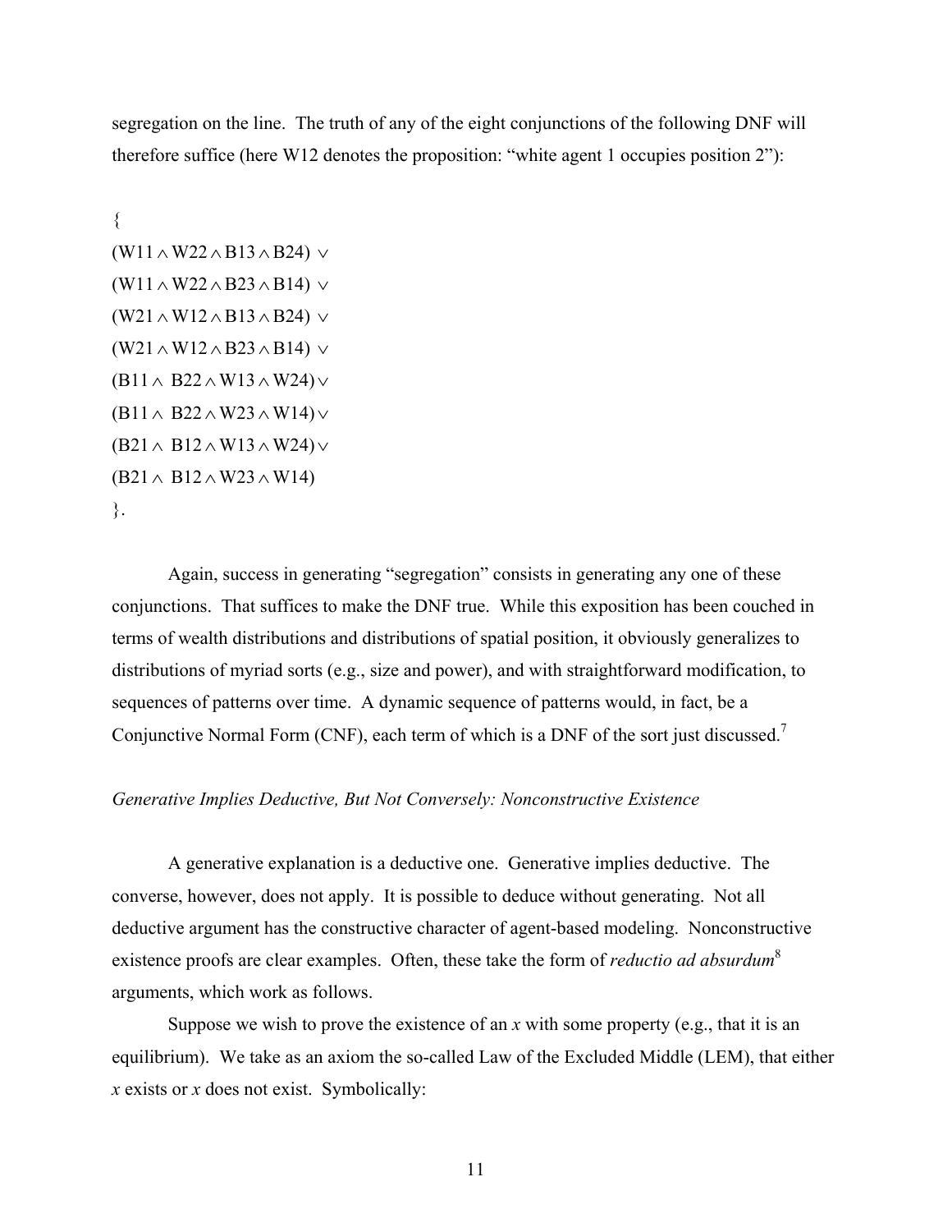segregation on the line. The truth of any of the eight conjunctions of the following DNF will therefore suffice (here W12 denotes the proposition: "white agent 1 occupies position 2"):

$$
\begin{aligned}
&\{\\
&(W11 \wedge W22 \wedge B13 \wedge B24) \vee\\
&(W11 \wedge W22 \wedge B23 \wedge B14) \vee\\
&(W21 \wedge W12 \wedge B13 \wedge B24) \vee\\
&(W21 \wedge W12 \wedge B23 \wedge B14) \vee\\
&(B11 \wedge B22 \wedge W13 \wedge W24) \vee\\
&(B11 \wedge B22 \wedge W23 \wedge W14) \vee\\
&(B21 \wedge B12 \wedge W13 \wedge W24) \vee\\
&(B21 \wedge B12 \wedge W23 \wedge W14)\\
&\}.
\end{aligned}
$$

Again, success in generating "segregation" consists in generating any one of these conjunctions. That suffices to make the DNF true. While this exposition has been couched in terms of wealth distributions and distributions of spatial position, it obviously generalizes to distributions of myriad sorts (e.g., size and power), and with straightforward modification, to sequences of patterns over time. A dynamic sequence of patterns would, in fact, be a Conjunctive Normal Form (CNF), each term of which is a DNF of the sort just discussed.[7]

*Generative Implies Deductive, But Not Conversely: Nonconstructive Existence*

A generative explanation is a deductive one. Generative implies deductive. The converse, however, does not apply. It is possible to deduce without generating. Not all deductive argument has the constructive character of agent-based modeling. Nonconstructive existence proofs are clear examples. Often, these take the form of *reductio ad absurdum*[8] arguments, which work as follows.

Suppose we wish to prove the existence of an *x* with some property (e.g., that it is an equilibrium). We take as an axiom the so-called Law of the Excluded Middle (LEM), that either *x* exists or *x* does not exist. Symbolically: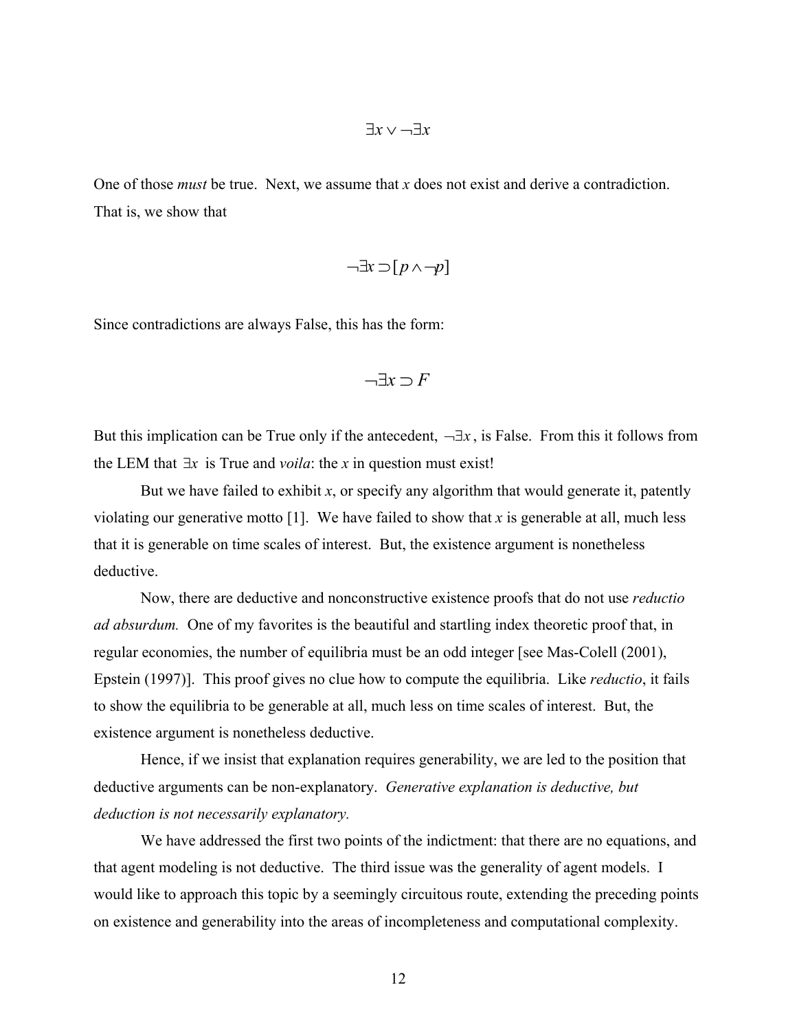$$\exists x \vee \neg \exists x$$

One of those *must* be true. Next, we assume that $x$ does not exist and derive a contradiction. That is, we show that

$$\neg \exists x \supset [p \wedge \neg p]$$

Since contradictions are always False, this has the form:

$$\neg \exists x \supset F$$

But this implication can be True only if the antecedent, $\neg \exists x$, is False. From this it follows from the LEM that $\exists x$ is True and *voila*: the $x$ in question must exist!

But we have failed to exhibit $x$, or specify any algorithm that would generate it, patently violating our generative motto [1]. We have failed to show that $x$ is generable at all, much less that it is generable on time scales of interest. But, the existence argument is nonetheless deductive.

Now, there are deductive and nonconstructive existence proofs that do not use *reductio ad absurdum.* One of my favorites is the beautiful and startling index theoretic proof that, in regular economies, the number of equilibria must be an odd integer [see Mas-Colell (2001), Epstein (1997)]. This proof gives no clue how to compute the equilibria. Like *reductio*, it fails to show the equilibria to be generable at all, much less on time scales of interest. But, the existence argument is nonetheless deductive.

Hence, if we insist that explanation requires generability, we are led to the position that deductive arguments can be non-explanatory. *Generative explanation is deductive, but deduction is not necessarily explanatory.*

We have addressed the first two points of the indictment: that there are no equations, and that agent modeling is not deductive. The third issue was the generality of agent models. I would like to approach this topic by a seemingly circuitous route, extending the preceding points on existence and generability into the areas of incompleteness and computational complexity.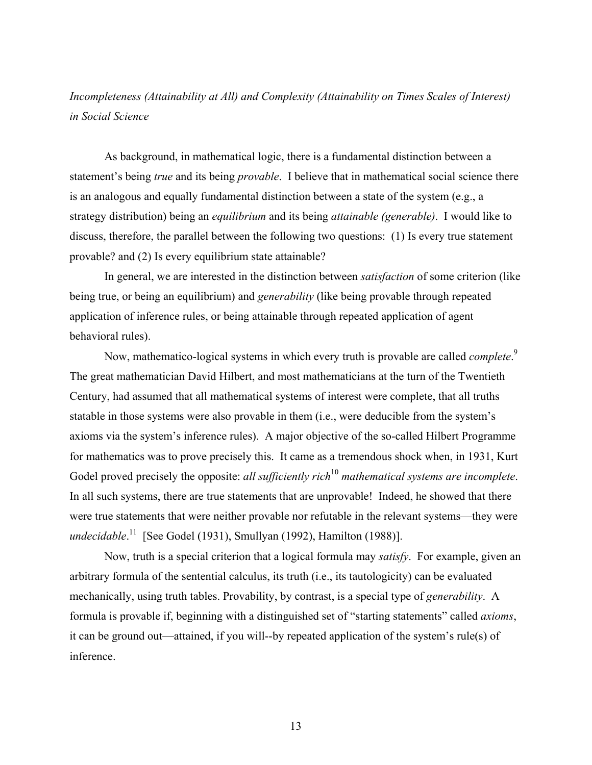*Incompleteness (Attainability at All) and Complexity (Attainability on Times Scales of Interest) in Social Science*

As background, in mathematical logic, there is a fundamental distinction between a statement's being *true* and its being *provable*. I believe that in mathematical social science there is an analogous and equally fundamental distinction between a state of the system (e.g., a strategy distribution) being an *equilibrium* and its being *attainable (generable)*. I would like to discuss, therefore, the parallel between the following two questions: (1) Is every true statement provable? and (2) Is every equilibrium state attainable?

In general, we are interested in the distinction between *satisfaction* of some criterion (like being true, or being an equilibrium) and *generability* (like being provable through repeated application of inference rules, or being attainable through repeated application of agent behavioral rules).

Now, mathematico-logical systems in which every truth is provable are called *complete*.[9] The great mathematician David Hilbert, and most mathematicians at the turn of the Twentieth Century, had assumed that all mathematical systems of interest were complete, that all truths statable in those systems were also provable in them (i.e., were deducible from the system's axioms via the system's inference rules). A major objective of the so-called Hilbert Programme for mathematics was to prove precisely this. It came as a tremendous shock when, in 1931, Kurt Godel proved precisely the opposite: *all sufficiently rich*[10] *mathematical systems are incomplete*. In all such systems, there are true statements that are unprovable! Indeed, he showed that there were true statements that were neither provable nor refutable in the relevant systems—they were *undecidable*.[11] [See Godel (1931), Smullyan (1992), Hamilton (1988)].

Now, truth is a special criterion that a logical formula may *satisfy*. For example, given an arbitrary formula of the sentential calculus, its truth (i.e., its tautologicity) can be evaluated mechanically, using truth tables. Provability, by contrast, is a special type of *generability*. A formula is provable if, beginning with a distinguished set of "starting statements" called *axioms*, it can be ground out—attained, if you will--by repeated application of the system's rule(s) of inference.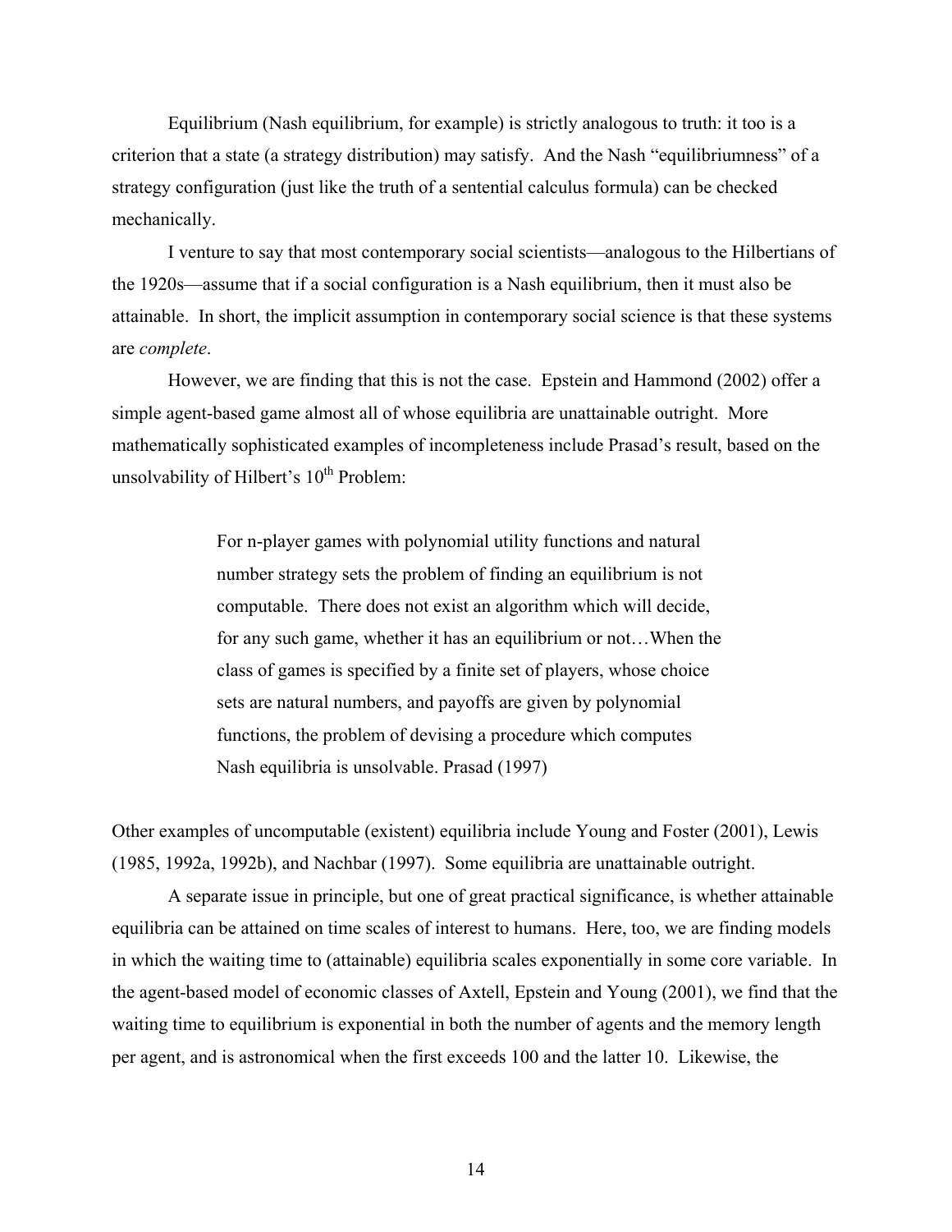Equilibrium (Nash equilibrium, for example) is strictly analogous to truth: it too is a criterion that a state (a strategy distribution) may satisfy. And the Nash "equilibriumness" of a strategy configuration (just like the truth of a sentential calculus formula) can be checked mechanically.

I venture to say that most contemporary social scientists—analogous to the Hilbertians of the 1920s—assume that if a social configuration is a Nash equilibrium, then it must also be attainable. In short, the implicit assumption in contemporary social science is that these systems are *complete*.

However, we are finding that this is not the case. Epstein and Hammond (2002) offer a simple agent-based game almost all of whose equilibria are unattainable outright. More mathematically sophisticated examples of incompleteness include Prasad's result, based on the unsolvability of Hilbert's 10th Problem:

> For n-player games with polynomial utility functions and natural number strategy sets the problem of finding an equilibrium is not computable. There does not exist an algorithm which will decide, for any such game, whether it has an equilibrium or not…When the class of games is specified by a finite set of players, whose choice sets are natural numbers, and payoffs are given by polynomial functions, the problem of devising a procedure which computes Nash equilibria is unsolvable. Prasad (1997)

Other examples of uncomputable (existent) equilibria include Young and Foster (2001), Lewis (1985, 1992a, 1992b), and Nachbar (1997). Some equilibria are unattainable outright.

A separate issue in principle, but one of great practical significance, is whether attainable equilibria can be attained on time scales of interest to humans. Here, too, we are finding models in which the waiting time to (attainable) equilibria scales exponentially in some core variable. In the agent-based model of economic classes of Axtell, Epstein and Young (2001), we find that the waiting time to equilibrium is exponential in both the number of agents and the memory length per agent, and is astronomical when the first exceeds 100 and the latter 10. Likewise, the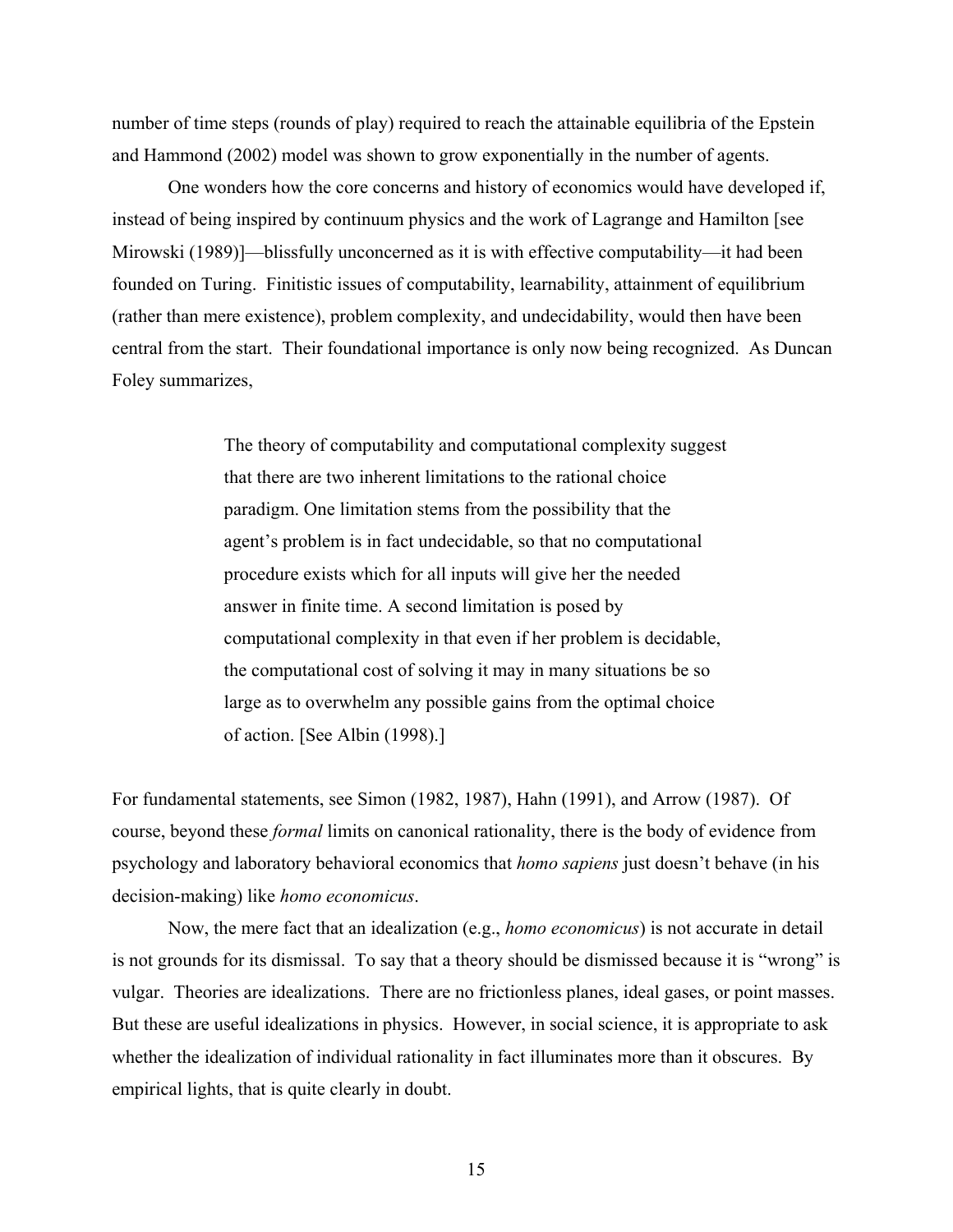number of time steps (rounds of play) required to reach the attainable equilibria of the Epstein and Hammond (2002) model was shown to grow exponentially in the number of agents.

One wonders how the core concerns and history of economics would have developed if, instead of being inspired by continuum physics and the work of Lagrange and Hamilton [see Mirowski (1989)]—blissfully unconcerned as it is with effective computability—it had been founded on Turing. Finitistic issues of computability, learnability, attainment of equilibrium (rather than mere existence), problem complexity, and undecidability, would then have been central from the start. Their foundational importance is only now being recognized. As Duncan Foley summarizes,

> The theory of computability and computational complexity suggest that there are two inherent limitations to the rational choice paradigm. One limitation stems from the possibility that the agent's problem is in fact undecidable, so that no computational procedure exists which for all inputs will give her the needed answer in finite time. A second limitation is posed by computational complexity in that even if her problem is decidable, the computational cost of solving it may in many situations be so large as to overwhelm any possible gains from the optimal choice of action. [See Albin (1998).]

For fundamental statements, see Simon (1982, 1987), Hahn (1991), and Arrow (1987). Of course, beyond these *formal* limits on canonical rationality, there is the body of evidence from psychology and laboratory behavioral economics that *homo sapiens* just doesn't behave (in his decision-making) like *homo economicus*.

Now, the mere fact that an idealization (e.g., *homo economicus*) is not accurate in detail is not grounds for its dismissal. To say that a theory should be dismissed because it is "wrong" is vulgar. Theories are idealizations. There are no frictionless planes, ideal gases, or point masses. But these are useful idealizations in physics. However, in social science, it is appropriate to ask whether the idealization of individual rationality in fact illuminates more than it obscures. By empirical lights, that is quite clearly in doubt.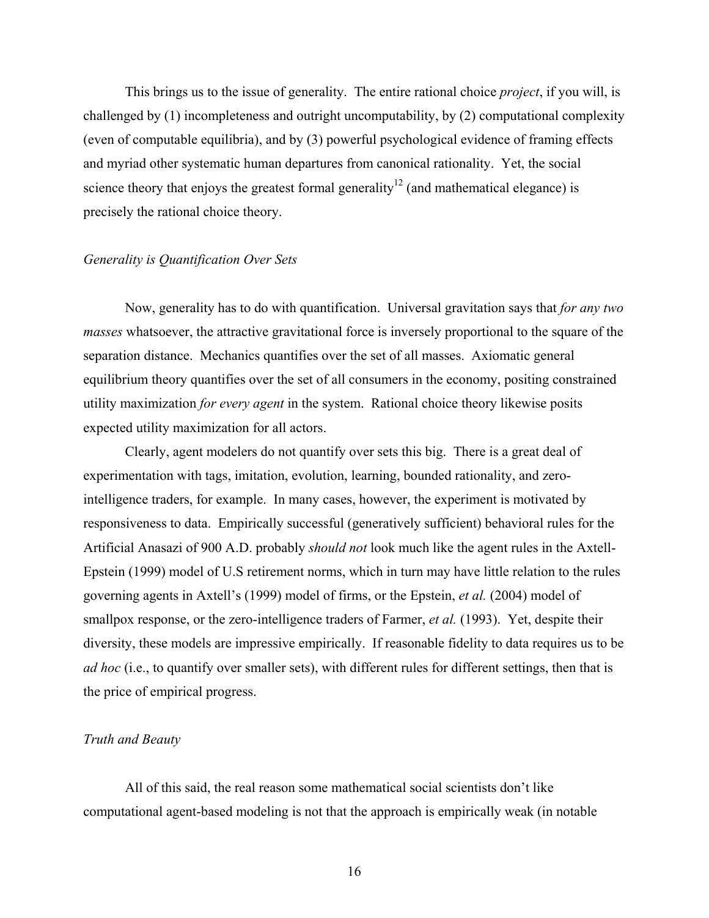This brings us to the issue of generality. The entire rational choice *project*, if you will, is challenged by (1) incompleteness and outright uncomputability, by (2) computational complexity (even of computable equilibria), and by (3) powerful psychological evidence of framing effects and myriad other systematic human departures from canonical rationality. Yet, the social science theory that enjoys the greatest formal generality[12] (and mathematical elegance) is precisely the rational choice theory.

*Generality is Quantification Over Sets*

Now, generality has to do with quantification. Universal gravitation says that *for any two masses* whatsoever, the attractive gravitational force is inversely proportional to the square of the separation distance. Mechanics quantifies over the set of all masses. Axiomatic general equilibrium theory quantifies over the set of all consumers in the economy, positing constrained utility maximization *for every agent* in the system. Rational choice theory likewise posits expected utility maximization for all actors.

Clearly, agent modelers do not quantify over sets this big. There is a great deal of experimentation with tags, imitation, evolution, learning, bounded rationality, and zero-intelligence traders, for example. In many cases, however, the experiment is motivated by responsiveness to data. Empirically successful (generatively sufficient) behavioral rules for the Artificial Anasazi of 900 A.D. probably *should not* look much like the agent rules in the Axtell-Epstein (1999) model of U.S retirement norms, which in turn may have little relation to the rules governing agents in Axtell's (1999) model of firms, or the Epstein, *et al.* (2004) model of smallpox response, or the zero-intelligence traders of Farmer, *et al.* (1993). Yet, despite their diversity, these models are impressive empirically. If reasonable fidelity to data requires us to be *ad hoc* (i.e., to quantify over smaller sets), with different rules for different settings, then that is the price of empirical progress.

*Truth and Beauty*

All of this said, the real reason some mathematical social scientists don't like computational agent-based modeling is not that the approach is empirically weak (in notable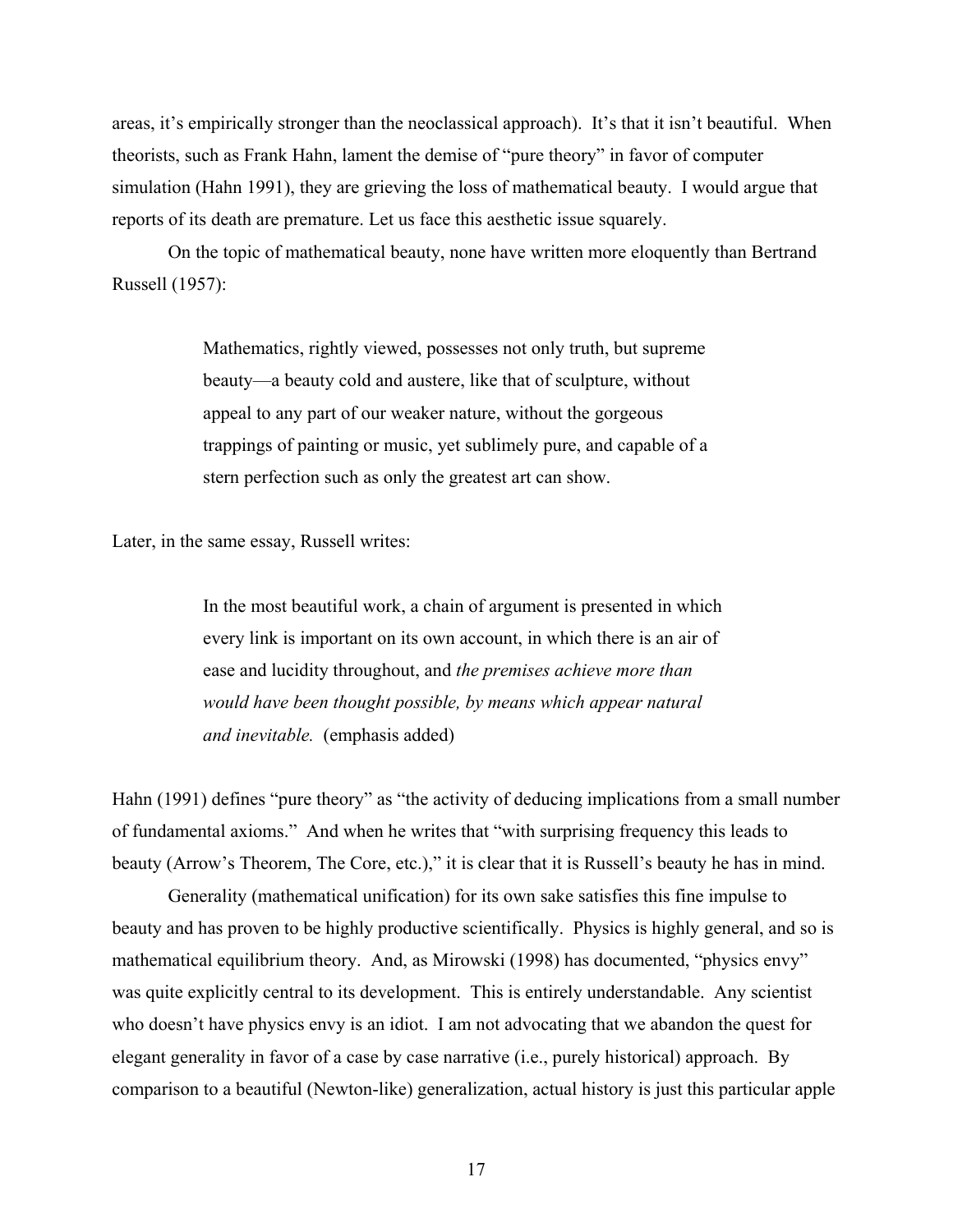areas, it's empirically stronger than the neoclassical approach). It's that it isn't beautiful. When theorists, such as Frank Hahn, lament the demise of "pure theory" in favor of computer simulation (Hahn 1991), they are grieving the loss of mathematical beauty. I would argue that reports of its death are premature. Let us face this aesthetic issue squarely.

On the topic of mathematical beauty, none have written more eloquently than Bertrand Russell (1957):

> Mathematics, rightly viewed, possesses not only truth, but supreme beauty—a beauty cold and austere, like that of sculpture, without appeal to any part of our weaker nature, without the gorgeous trappings of painting or music, yet sublimely pure, and capable of a stern perfection such as only the greatest art can show.

Later, in the same essay, Russell writes:

> In the most beautiful work, a chain of argument is presented in which every link is important on its own account, in which there is an air of ease and lucidity throughout, and *the premises achieve more than would have been thought possible, by means which appear natural and inevitable.* (emphasis added)

Hahn (1991) defines "pure theory" as "the activity of deducing implications from a small number of fundamental axioms." And when he writes that "with surprising frequency this leads to beauty (Arrow's Theorem, The Core, etc.)," it is clear that it is Russell's beauty he has in mind.

Generality (mathematical unification) for its own sake satisfies this fine impulse to beauty and has proven to be highly productive scientifically. Physics is highly general, and so is mathematical equilibrium theory. And, as Mirowski (1998) has documented, "physics envy" was quite explicitly central to its development. This is entirely understandable. Any scientist who doesn't have physics envy is an idiot. I am not advocating that we abandon the quest for elegant generality in favor of a case by case narrative (i.e., purely historical) approach. By comparison to a beautiful (Newton-like) generalization, actual history is just this particular apple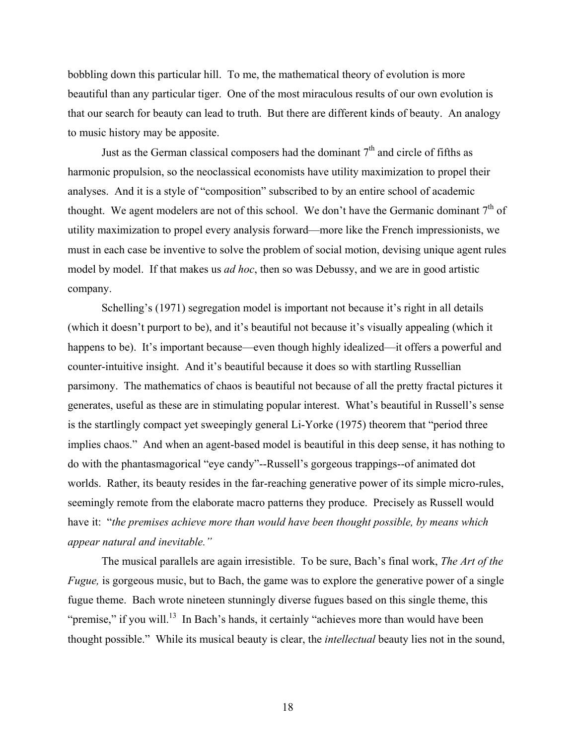bobbling down this particular hill. To me, the mathematical theory of evolution is more beautiful than any particular tiger. One of the most miraculous results of our own evolution is that our search for beauty can lead to truth. But there are different kinds of beauty. An analogy to music history may be apposite.

Just as the German classical composers had the dominant 7th and circle of fifths as harmonic propulsion, so the neoclassical economists have utility maximization to propel their analyses. And it is a style of "composition" subscribed to by an entire school of academic thought. We agent modelers are not of this school. We don't have the Germanic dominant 7th of utility maximization to propel every analysis forward—more like the French impressionists, we must in each case be inventive to solve the problem of social motion, devising unique agent rules model by model. If that makes us *ad hoc*, then so was Debussy, and we are in good artistic company.

Schelling's (1971) segregation model is important not because it's right in all details (which it doesn't purport to be), and it's beautiful not because it's visually appealing (which it happens to be). It's important because—even though highly idealized—it offers a powerful and counter-intuitive insight. And it's beautiful because it does so with startling Russellian parsimony. The mathematics of chaos is beautiful not because of all the pretty fractal pictures it generates, useful as these are in stimulating popular interest. What's beautiful in Russell's sense is the startlingly compact yet sweepingly general Li-Yorke (1975) theorem that "period three implies chaos." And when an agent-based model is beautiful in this deep sense, it has nothing to do with the phantasmagorical "eye candy"--Russell's gorgeous trappings--of animated dot worlds. Rather, its beauty resides in the far-reaching generative power of its simple micro-rules, seemingly remote from the elaborate macro patterns they produce. Precisely as Russell would have it: "*the premises achieve more than would have been thought possible, by means which appear natural and inevitable.*"

The musical parallels are again irresistible. To be sure, Bach's final work, *The Art of the Fugue,* is gorgeous music, but to Bach, the game was to explore the generative power of a single fugue theme. Bach wrote nineteen stunningly diverse fugues based on this single theme, this "premise," if you will.[13] In Bach's hands, it certainly "achieves more than would have been thought possible." While its musical beauty is clear, the *intellectual* beauty lies not in the sound,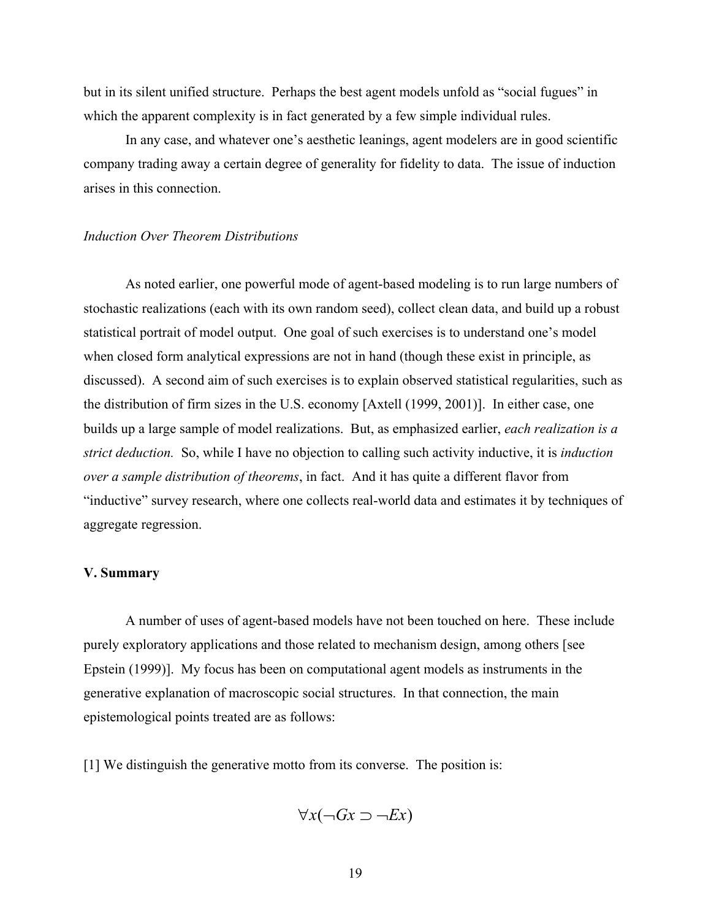but in its silent unified structure. Perhaps the best agent models unfold as "social fugues" in which the apparent complexity is in fact generated by a few simple individual rules.

In any case, and whatever one's aesthetic leanings, agent modelers are in good scientific company trading away a certain degree of generality for fidelity to data. The issue of induction arises in this connection.

*Induction Over Theorem Distributions*

As noted earlier, one powerful mode of agent-based modeling is to run large numbers of stochastic realizations (each with its own random seed), collect clean data, and build up a robust statistical portrait of model output. One goal of such exercises is to understand one's model when closed form analytical expressions are not in hand (though these exist in principle, as discussed). A second aim of such exercises is to explain observed statistical regularities, such as the distribution of firm sizes in the U.S. economy [Axtell (1999, 2001)]. In either case, one builds up a large sample of model realizations. But, as emphasized earlier, *each realization is a strict deduction.* So, while I have no objection to calling such activity inductive, it is *induction over a sample distribution of theorems*, in fact. And it has quite a different flavor from "inductive" survey research, where one collects real-world data and estimates it by techniques of aggregate regression.

## V. Summary

A number of uses of agent-based models have not been touched on here. These include purely exploratory applications and those related to mechanism design, among others [see Epstein (1999)]. My focus has been on computational agent models as instruments in the generative explanation of macroscopic social structures. In that connection, the main epistemological points treated are as follows:

[1] We distinguish the generative motto from its converse. The position is:

$$\forall x(\neg Gx \supset \neg Ex)$$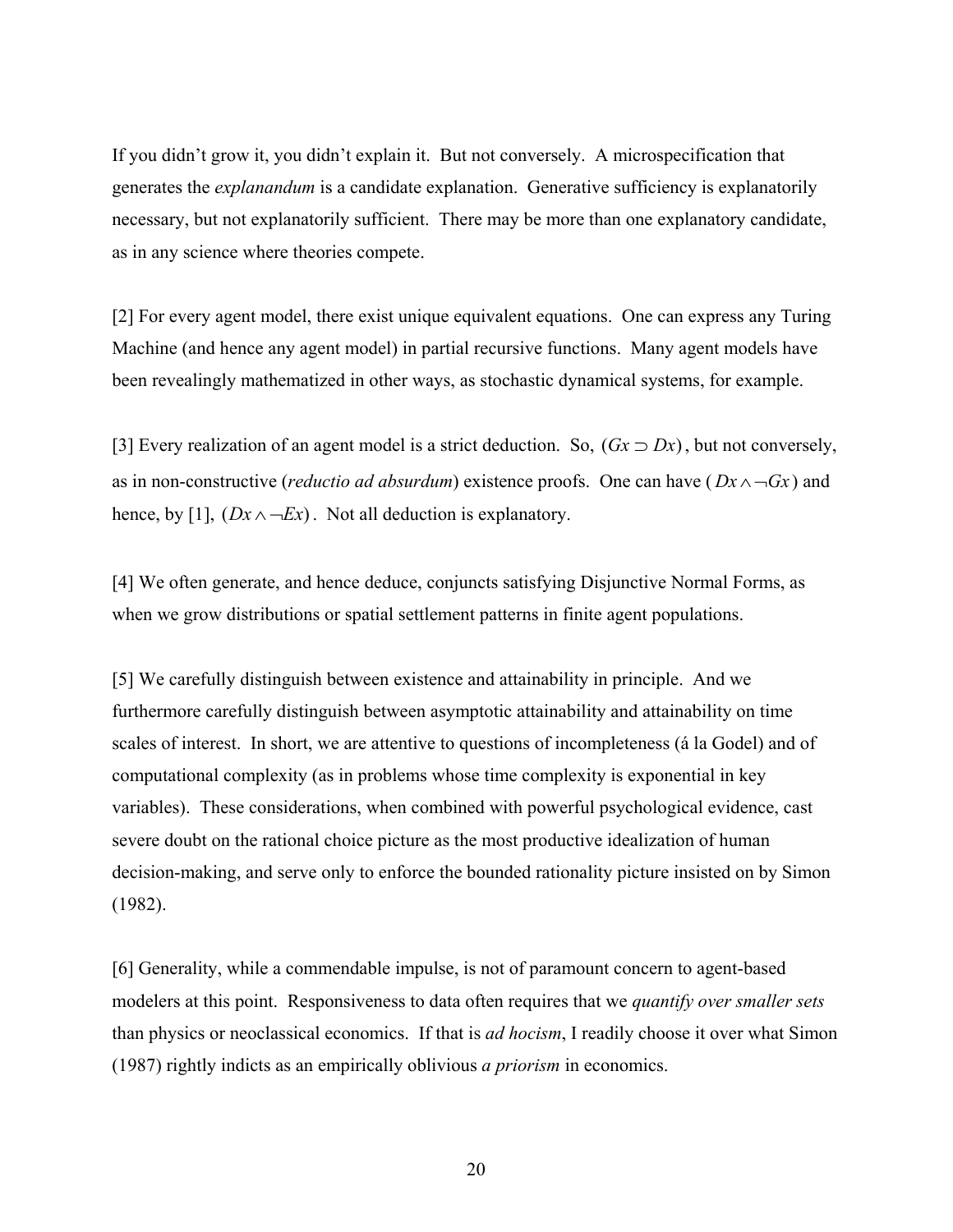If you didn't grow it, you didn't explain it. But not conversely. A microspecification that generates the *explanandum* is a candidate explanation. Generative sufficiency is explanatorily necessary, but not explanatorily sufficient. There may be more than one explanatory candidate, as in any science where theories compete.

[2] For every agent model, there exist unique equivalent equations. One can express any Turing Machine (and hence any agent model) in partial recursive functions. Many agent models have been revealingly mathematized in other ways, as stochastic dynamical systems, for example.

[3] Every realization of an agent model is a strict deduction. So, $(Gx \supset Dx)$, but not conversely, as in non-constructive (*reductio ad absurdum*) existence proofs. One can have $(Dx \wedge \neg Gx)$ and hence, by [1], $(Dx \wedge \neg Ex)$. Not all deduction is explanatory.

[4] We often generate, and hence deduce, conjuncts satisfying Disjunctive Normal Forms, as when we grow distributions or spatial settlement patterns in finite agent populations.

[5] We carefully distinguish between existence and attainability in principle. And we furthermore carefully distinguish between asymptotic attainability and attainability on time scales of interest. In short, we are attentive to questions of incompleteness (á la Godel) and of computational complexity (as in problems whose time complexity is exponential in key variables). These considerations, when combined with powerful psychological evidence, cast severe doubt on the rational choice picture as the most productive idealization of human decision-making, and serve only to enforce the bounded rationality picture insisted on by Simon (1982).

[6] Generality, while a commendable impulse, is not of paramount concern to agent-based modelers at this point. Responsiveness to data often requires that we *quantify over smaller sets* than physics or neoclassical economics. If that is *ad hocism*, I readily choose it over what Simon (1987) rightly indicts as an empirically oblivious *a priorism* in economics.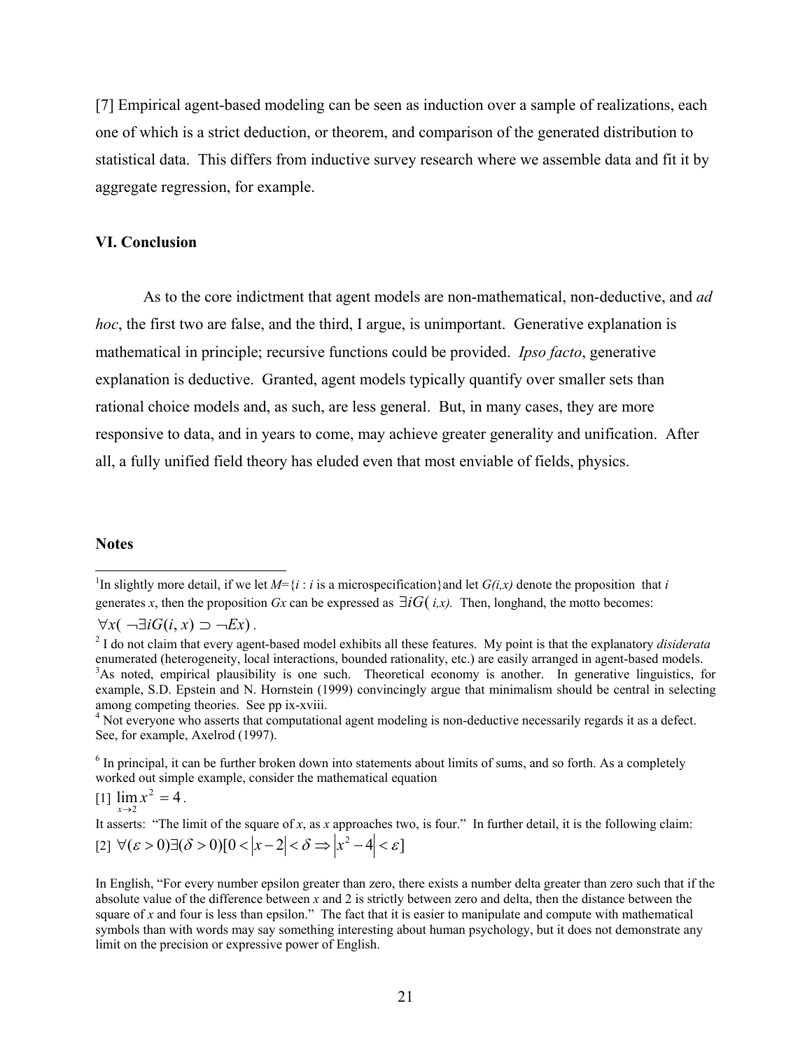[7] Empirical agent-based modeling can be seen as induction over a sample of realizations, each one of which is a strict deduction, or theorem, and comparison of the generated distribution to statistical data. This differs from inductive survey research where we assemble data and fit it by aggregate regression, for example.

### VI. Conclusion

As to the core indictment that agent models are non-mathematical, non-deductive, and *ad hoc*, the first two are false, and the third, I argue, is unimportant. Generative explanation is mathematical in principle; recursive functions could be provided. *Ipso facto*, generative explanation is deductive. Granted, agent models typically quantify over smaller sets than rational choice models and, as such, are less general. But, in many cases, they are more responsive to data, and in years to come, may achieve greater generality and unification. After all, a fully unified field theory has eluded even that most enviable of fields, physics.

### Notes

[1]In slightly more detail, if we let $M=\{i : i \text{ is a microspecification}\}$and let $G(i,x)$ denote the proposition that $i$ generates $x$, then the proposition $Gx$ can be expressed as $\exists iG(i,x)$. Then, longhand, the motto becomes:

$\forall x( \neg\exists iG(i,x) \supset \neg Ex)$.

[2] I do not claim that every agent-based model exhibits all these features. My point is that the explanatory *disiderata* enumerated (heterogeneity, local interactions, bounded rationality, etc.) are easily arranged in agent-based models.

[3]As noted, empirical plausibility is one such. Theoretical economy is another. In generative linguistics, for example, S.D. Epstein and N. Hornstein (1999) convincingly argue that minimalism should be central in selecting among competing theories. See pp ix-xviii.

[4] Not everyone who asserts that computational agent modeling is non-deductive necessarily regards it as a defect. See, for example, Axelrod (1997).

[6] In principal, it can be further broken down into statements about limits of sums, and so forth. As a completely worked out simple example, consider the mathematical equation

[1] $\lim_{x \to 2} x^2 = 4$.

It asserts: "The limit of the square of $x$, as $x$ approaches two, is four." In further detail, it is the following claim:

[2] $\forall(\varepsilon > 0)\exists(\delta > 0)[0 < |x-2| < \delta \Rightarrow |x^2 - 4| < \varepsilon]$

In English, "For every number epsilon greater than zero, there exists a number delta greater than zero such that if the absolute value of the difference between $x$ and 2 is strictly between zero and delta, then the distance between the square of $x$ and four is less than epsilon." The fact that it is easier to manipulate and compute with mathematical symbols than with words may say something interesting about human psychology, but it does not demonstrate any limit on the precision or expressive power of English.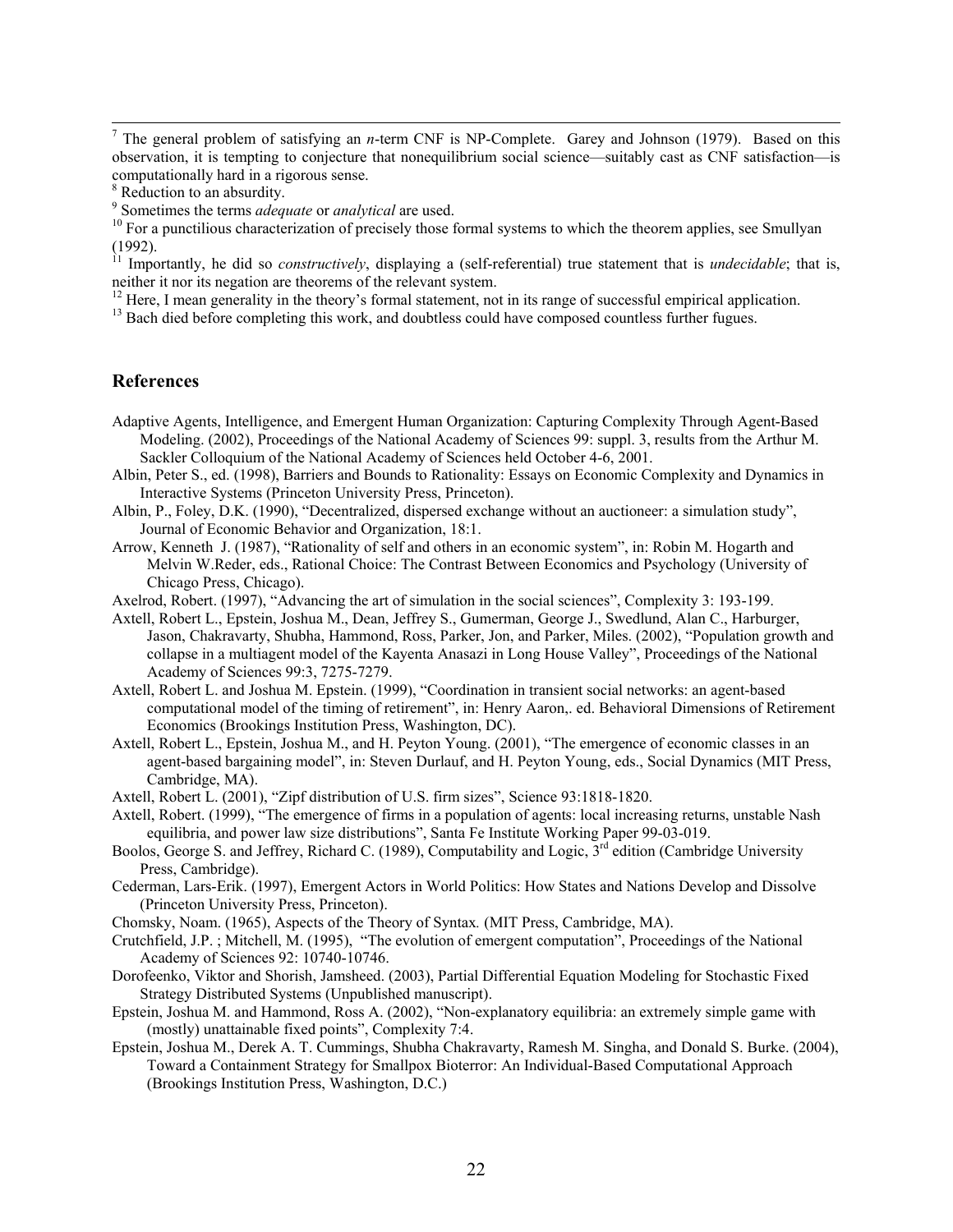[7] The general problem of satisfying an *n*-term CNF is NP-Complete. Garey and Johnson (1979). Based on this observation, it is tempting to conjecture that nonequilibrium social science—suitably cast as CNF satisfaction—is computationally hard in a rigorous sense.

[8] Reduction to an absurdity.

[9] Sometimes the terms *adequate* or *analytical* are used.

[10] For a punctilious characterization of precisely those formal systems to which the theorem applies, see Smullyan (1992).

[11] Importantly, he did so *constructively*, displaying a (self-referential) true statement that is *undecidable*; that is, neither it nor its negation are theorems of the relevant system.

[12] Here, I mean generality in the theory's formal statement, not in its range of successful empirical application.

[13] Bach died before completing this work, and doubtless could have composed countless further fugues.

## References

Adaptive Agents, Intelligence, and Emergent Human Organization: Capturing Complexity Through Agent-Based Modeling. (2002), Proceedings of the National Academy of Sciences 99: suppl. 3, results from the Arthur M. Sackler Colloquium of the National Academy of Sciences held October 4-6, 2001.

Albin, Peter S., ed. (1998), Barriers and Bounds to Rationality: Essays on Economic Complexity and Dynamics in Interactive Systems (Princeton University Press, Princeton).

Albin, P., Foley, D.K. (1990), "Decentralized, dispersed exchange without an auctioneer: a simulation study", Journal of Economic Behavior and Organization, 18:1.

Arrow, Kenneth J. (1987), "Rationality of self and others in an economic system", in: Robin M. Hogarth and Melvin W.Reder, eds., Rational Choice: The Contrast Between Economics and Psychology (University of Chicago Press, Chicago).

Axelrod, Robert. (1997), "Advancing the art of simulation in the social sciences", Complexity 3: 193-199.

Axtell, Robert L., Epstein, Joshua M., Dean, Jeffrey S., Gumerman, George J., Swedlund, Alan C., Harburger, Jason, Chakravarty, Shubha, Hammond, Ross, Parker, Jon, and Parker, Miles. (2002), "Population growth and collapse in a multiagent model of the Kayenta Anasazi in Long House Valley", Proceedings of the National Academy of Sciences 99:3, 7275-7279.

Axtell, Robert L. and Joshua M. Epstein. (1999), "Coordination in transient social networks: an agent-based computational model of the timing of retirement", in: Henry Aaron,. ed. Behavioral Dimensions of Retirement Economics (Brookings Institution Press, Washington, DC).

Axtell, Robert L., Epstein, Joshua M., and H. Peyton Young. (2001), "The emergence of economic classes in an agent-based bargaining model", in: Steven Durlauf, and H. Peyton Young, eds., Social Dynamics (MIT Press, Cambridge, MA).

Axtell, Robert L. (2001), "Zipf distribution of U.S. firm sizes", Science 93:1818-1820.

Axtell, Robert. (1999), "The emergence of firms in a population of agents: local increasing returns, unstable Nash equilibria, and power law size distributions", Santa Fe Institute Working Paper 99-03-019.

Boolos, George S. and Jeffrey, Richard C. (1989), Computability and Logic, 3rd edition (Cambridge University Press, Cambridge).

Cederman, Lars-Erik. (1997), Emergent Actors in World Politics: How States and Nations Develop and Dissolve (Princeton University Press, Princeton).

Chomsky, Noam. (1965), Aspects of the Theory of Syntax. (MIT Press, Cambridge, MA).

Crutchfield, J.P. ; Mitchell, M. (1995), "The evolution of emergent computation", Proceedings of the National Academy of Sciences 92: 10740-10746.

Dorofeenko, Viktor and Shorish, Jamsheed. (2003), Partial Differential Equation Modeling for Stochastic Fixed Strategy Distributed Systems (Unpublished manuscript).

Epstein, Joshua M. and Hammond, Ross A. (2002), "Non-explanatory equilibria: an extremely simple game with (mostly) unattainable fixed points", Complexity 7:4.

Epstein, Joshua M., Derek A. T. Cummings, Shubha Chakravarty, Ramesh M. Singha, and Donald S. Burke. (2004), Toward a Containment Strategy for Smallpox Bioterror: An Individual-Based Computational Approach (Brookings Institution Press, Washington, D.C.)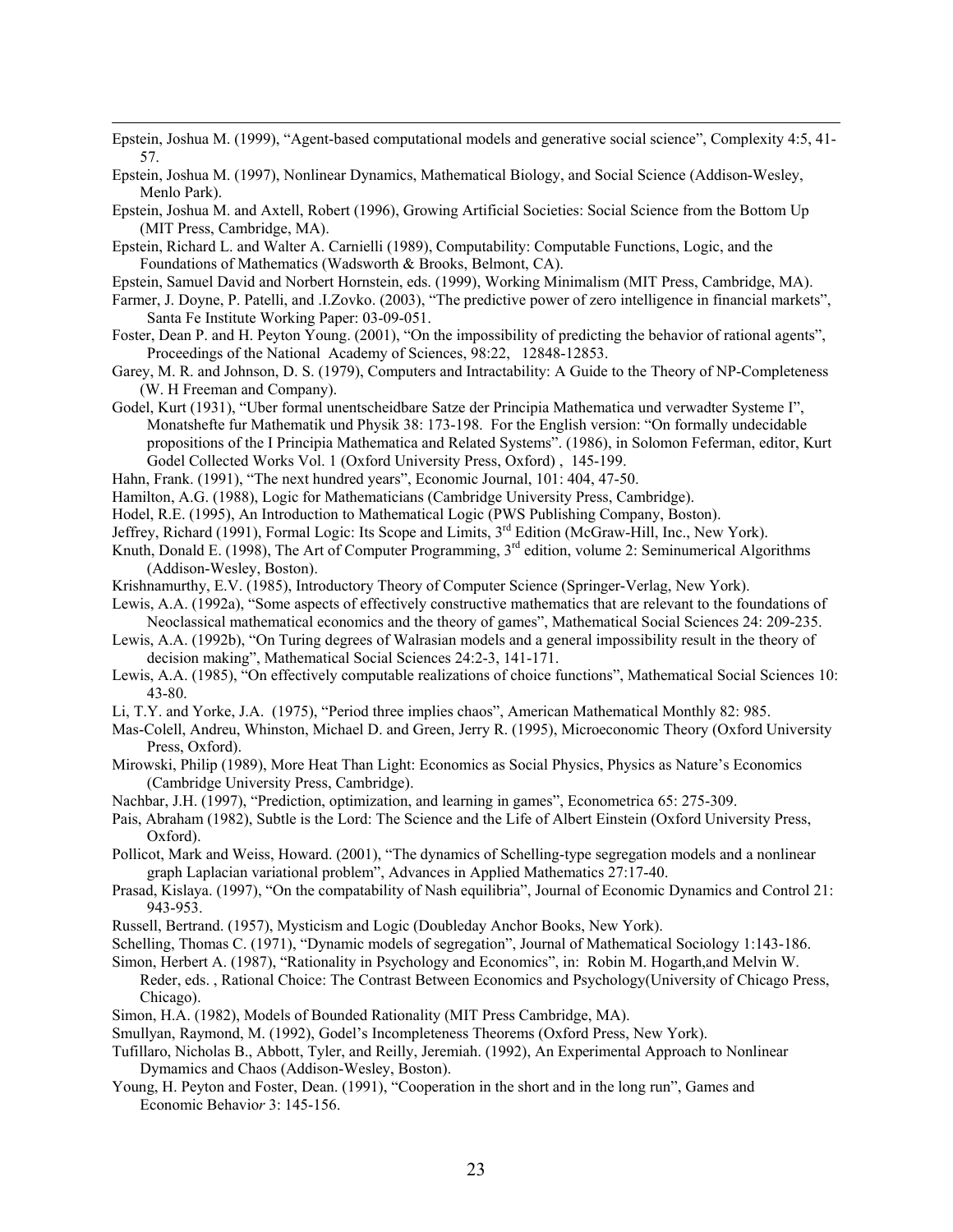Epstein, Joshua M. (1999), "Agent-based computational models and generative social science", Complexity 4:5, 41-57.

Epstein, Joshua M. (1997), Nonlinear Dynamics, Mathematical Biology, and Social Science (Addison-Wesley, Menlo Park).

Epstein, Joshua M. and Axtell, Robert (1996), Growing Artificial Societies: Social Science from the Bottom Up (MIT Press, Cambridge, MA).

Epstein, Richard L. and Walter A. Carnielli (1989), Computability: Computable Functions, Logic, and the Foundations of Mathematics (Wadsworth & Brooks, Belmont, CA).

Epstein, Samuel David and Norbert Hornstein, eds. (1999), Working Minimalism (MIT Press, Cambridge, MA).

Farmer, J. Doyne, P. Patelli, and .I.Zovko. (2003), "The predictive power of zero intelligence in financial markets", Santa Fe Institute Working Paper: 03-09-051.

Foster, Dean P. and H. Peyton Young. (2001), "On the impossibility of predicting the behavior of rational agents", Proceedings of the National Academy of Sciences, 98:22, 12848-12853.

Garey, M. R. and Johnson, D. S. (1979), Computers and Intractability: A Guide to the Theory of NP-Completeness (W. H Freeman and Company).

Godel, Kurt (1931), "Uber formal unentscheidbare Satze der Principia Mathematica und verwadter Systeme I", Monatshefte fur Mathematik und Physik 38: 173-198. For the English version: "On formally undecidable propositions of the I Principia Mathematica and Related Systems". (1986), in Solomon Feferman, editor, Kurt Godel Collected Works Vol. 1 (Oxford University Press, Oxford) , 145-199.

Hahn, Frank. (1991), "The next hundred years", Economic Journal, 101: 404, 47-50.

Hamilton, A.G. (1988), Logic for Mathematicians (Cambridge University Press, Cambridge).

Hodel, R.E. (1995), An Introduction to Mathematical Logic (PWS Publishing Company, Boston).

Jeffrey, Richard (1991), Formal Logic: Its Scope and Limits, 3rd Edition (McGraw-Hill, Inc., New York).

Knuth, Donald E. (1998), The Art of Computer Programming, 3rd edition, volume 2: Seminumerical Algorithms (Addison-Wesley, Boston).

Krishnamurthy, E.V. (1985), Introductory Theory of Computer Science (Springer-Verlag, New York).

Lewis, A.A. (1992a), "Some aspects of effectively constructive mathematics that are relevant to the foundations of Neoclassical mathematical economics and the theory of games", Mathematical Social Sciences 24: 209-235.

Lewis, A.A. (1992b), "On Turing degrees of Walrasian models and a general impossibility result in the theory of decision making", Mathematical Social Sciences 24:2-3, 141-171.

Lewis, A.A. (1985), "On effectively computable realizations of choice functions", Mathematical Social Sciences 10: 43-80.

Li, T.Y. and Yorke, J.A. (1975), "Period three implies chaos", American Mathematical Monthly 82: 985.

Mas-Colell, Andreu, Whinston, Michael D. and Green, Jerry R. (1995), Microeconomic Theory (Oxford University Press, Oxford).

Mirowski, Philip (1989), More Heat Than Light: Economics as Social Physics, Physics as Nature's Economics (Cambridge University Press, Cambridge).

Nachbar, J.H. (1997), "Prediction, optimization, and learning in games", Econometrica 65: 275-309.

Pais, Abraham (1982), Subtle is the Lord: The Science and the Life of Albert Einstein (Oxford University Press, Oxford).

Pollicot, Mark and Weiss, Howard. (2001), "The dynamics of Schelling-type segregation models and a nonlinear graph Laplacian variational problem", Advances in Applied Mathematics 27:17-40.

Prasad, Kislaya. (1997), "On the compatability of Nash equilibria", Journal of Economic Dynamics and Control 21: 943-953.

Russell, Bertrand. (1957), Mysticism and Logic (Doubleday Anchor Books, New York).

Schelling, Thomas C. (1971), "Dynamic models of segregation", Journal of Mathematical Sociology 1:143-186.

Simon, Herbert A. (1987), "Rationality in Psychology and Economics", in: Robin M. Hogarth,and Melvin W. Reder, eds. , Rational Choice: The Contrast Between Economics and Psychology(University of Chicago Press, Chicago).

Simon, H.A. (1982), Models of Bounded Rationality (MIT Press Cambridge, MA).

Smullyan, Raymond, M. (1992), Godel's Incompleteness Theorems (Oxford Press, New York).

Tufillaro, Nicholas B., Abbott, Tyler, and Reilly, Jeremiah. (1992), An Experimental Approach to Nonlinear Dymamics and Chaos (Addison-Wesley, Boston).

Young, H. Peyton and Foster, Dean. (1991), "Cooperation in the short and in the long run", Games and Economic Behavior 3: 145-156.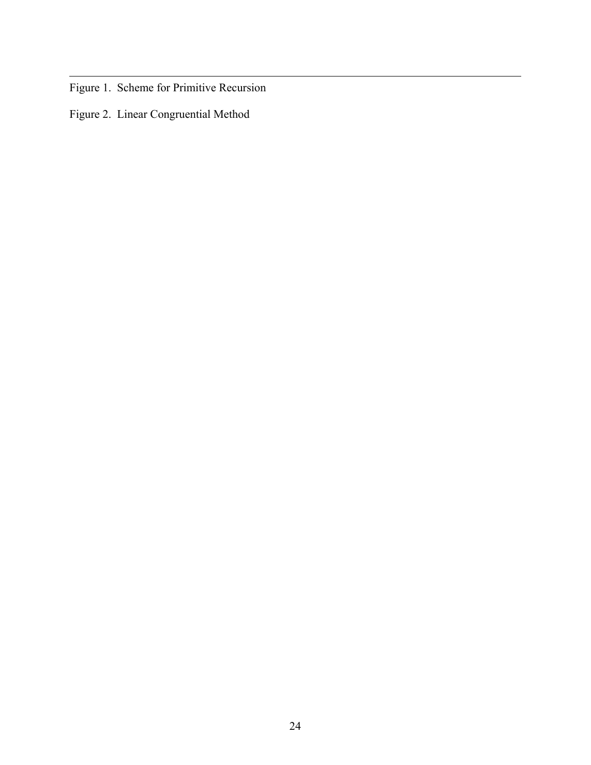---

Figure 1. Scheme for Primitive Recursion

Figure 2. Linear Congruential Method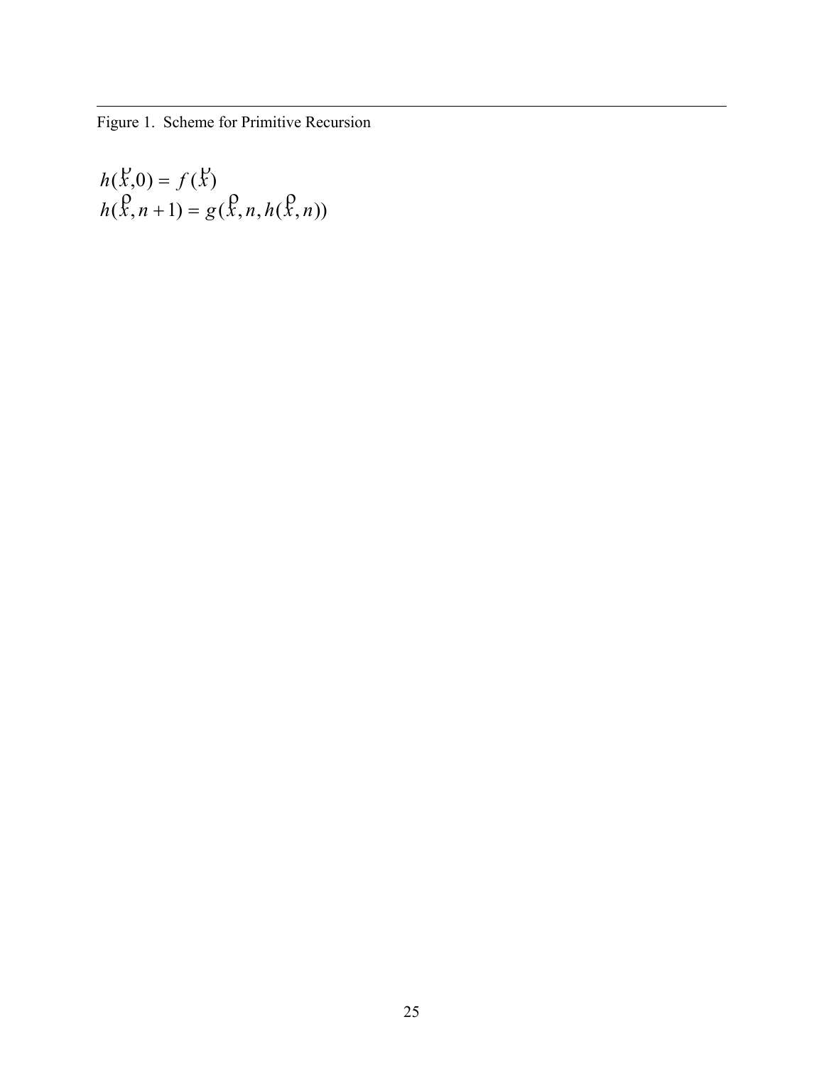Figure 1. Scheme for Primitive Recursion

$$h(\vec{x},0) = f(\vec{x})$$
$$h(\vec{x},n+1) = g(\vec{x},n,h(\vec{x},n))$$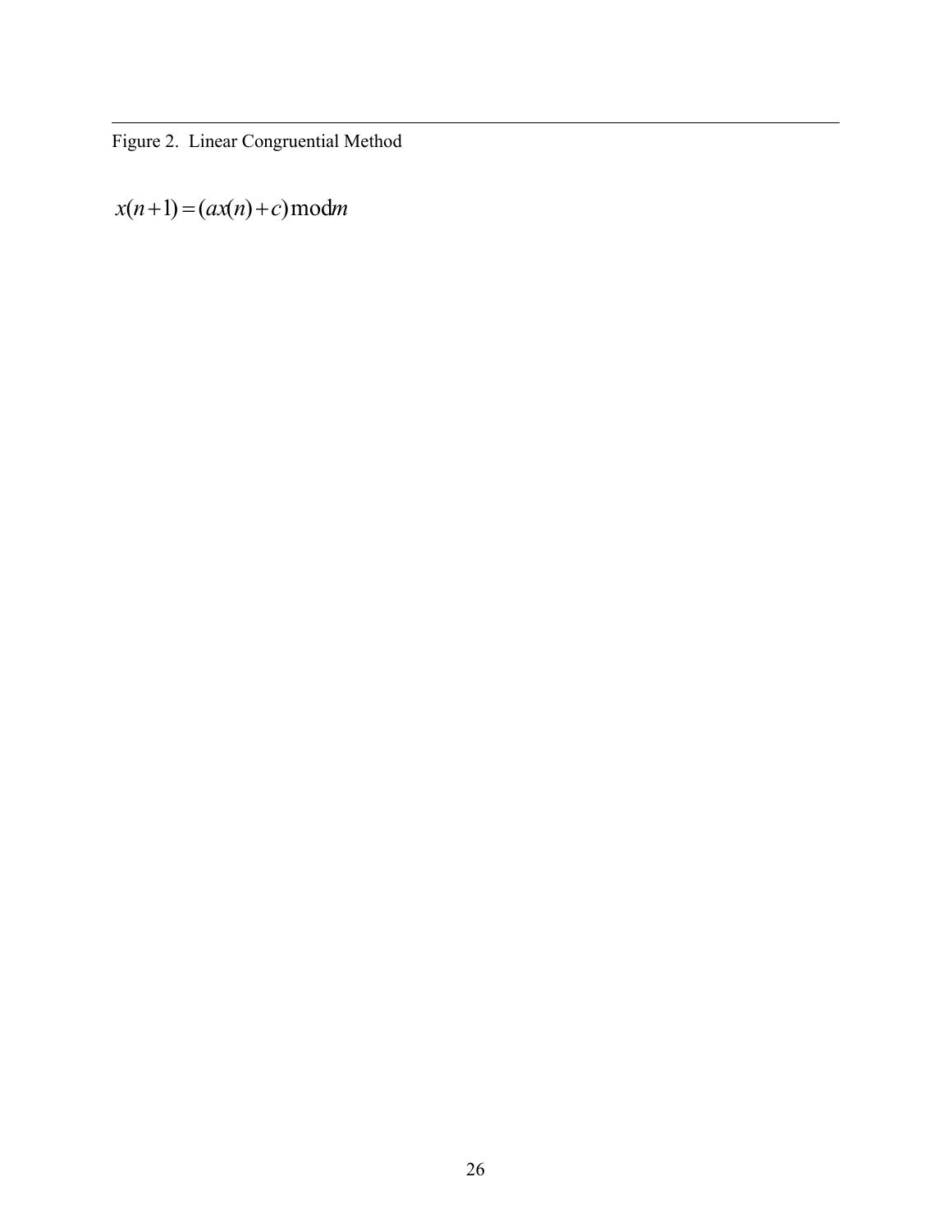Figure 2. Linear Congruential Method

$$x(n+1) = (ax(n) + c) \bmod m$$